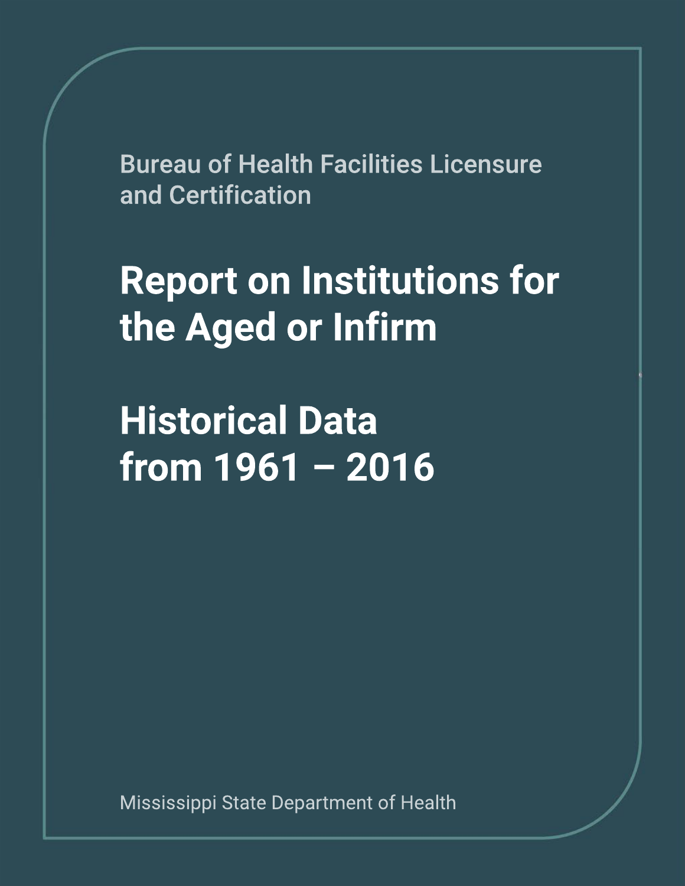Bureau of Health Facilities Licensure and Certification

# Report on Institutions for the Aged or Infirm

# Historical Data from 1961 – 2016

Mississippi State Department of Health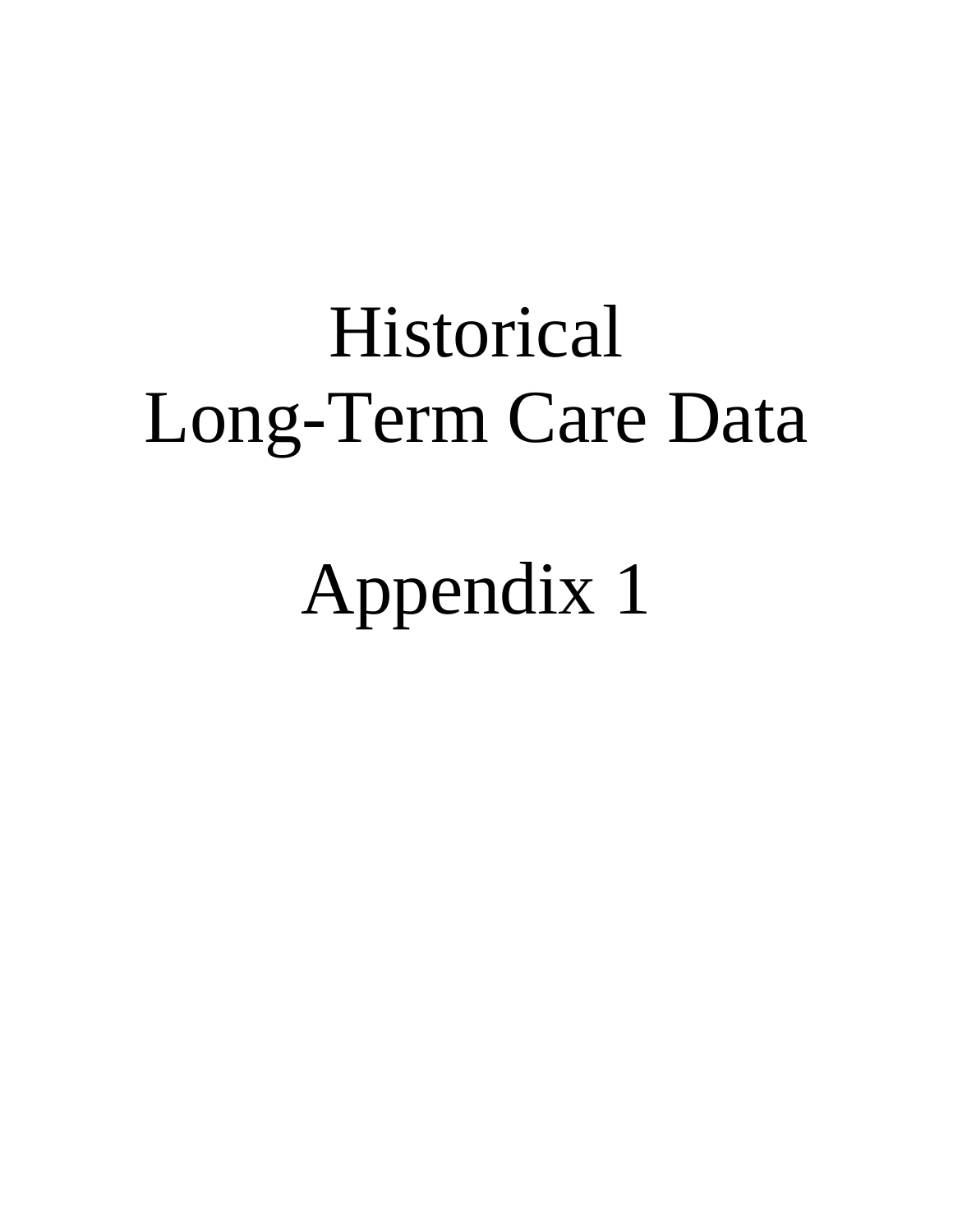# Historical Long-Term Care Data

# Appendix 1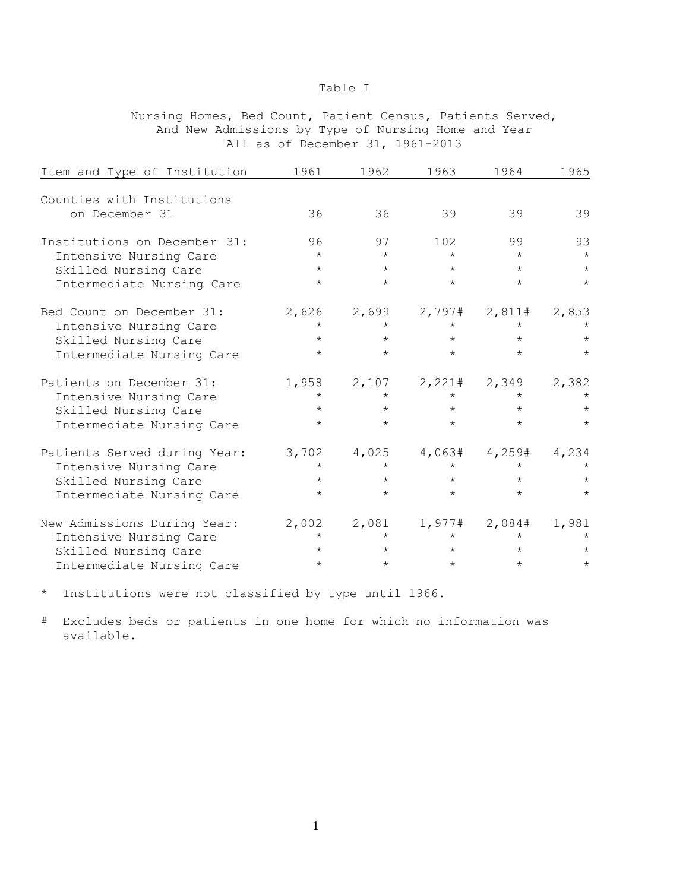Table I

Nursing Homes, Bed Count, Patient Census, Patients Served, And New Admissions by Type of Nursing Home and Year All as of December 31, 1961-2013

| Item and Type of Institution | 1961 | 1962 | 1963 | 1964 | 1965 |
|---|---|---|---|---|---|
| Counties with Institutions on December 31 | 36 | 36 | 39 | 39 | 39 |
| Institutions on December 31: | 96 | 97 | 102 | 99 | 93 |
| Intensive Nursing Care | * | * | * | * | * |
| Skilled Nursing Care | * | * | * | * | * |
| Intermediate Nursing Care | * | * | * | * | * |
| Bed Count on December 31: | 2,626 | 2,699 | 2,797# | 2,811# | 2,853 |
| Intensive Nursing Care | * | * | * | * | * |
| Skilled Nursing Care | * | * | * | * | * |
| Intermediate Nursing Care | * | * | * | * | * |
| Patients on December 31: | 1,958 | 2,107 | 2,221# | 2,349 | 2,382 |
| Intensive Nursing Care | * | * | * | * | * |
| Skilled Nursing Care | * | * | * | * | * |
| Intermediate Nursing Care | * | * | * | * | * |
| Patients Served during Year: | 3,702 | 4,025 | 4,063# | 4,259# | 4,234 |
| Intensive Nursing Care | * | * | * | * | * |
| Skilled Nursing Care | * | * | * | * | * |
| Intermediate Nursing Care | * | * | * | * | * |
| New Admissions During Year: | 2,002 | 2,081 | 1,977# | 2,084# | 1,981 |
| Intensive Nursing Care | * | * | * | * | * |
| Skilled Nursing Care | * | * | * | * | * |
| Intermediate Nursing Care | * | * | * | * | * |

\* Institutions were not classified by type until 1966.

\# Excludes beds or patients in one home for which no information was available.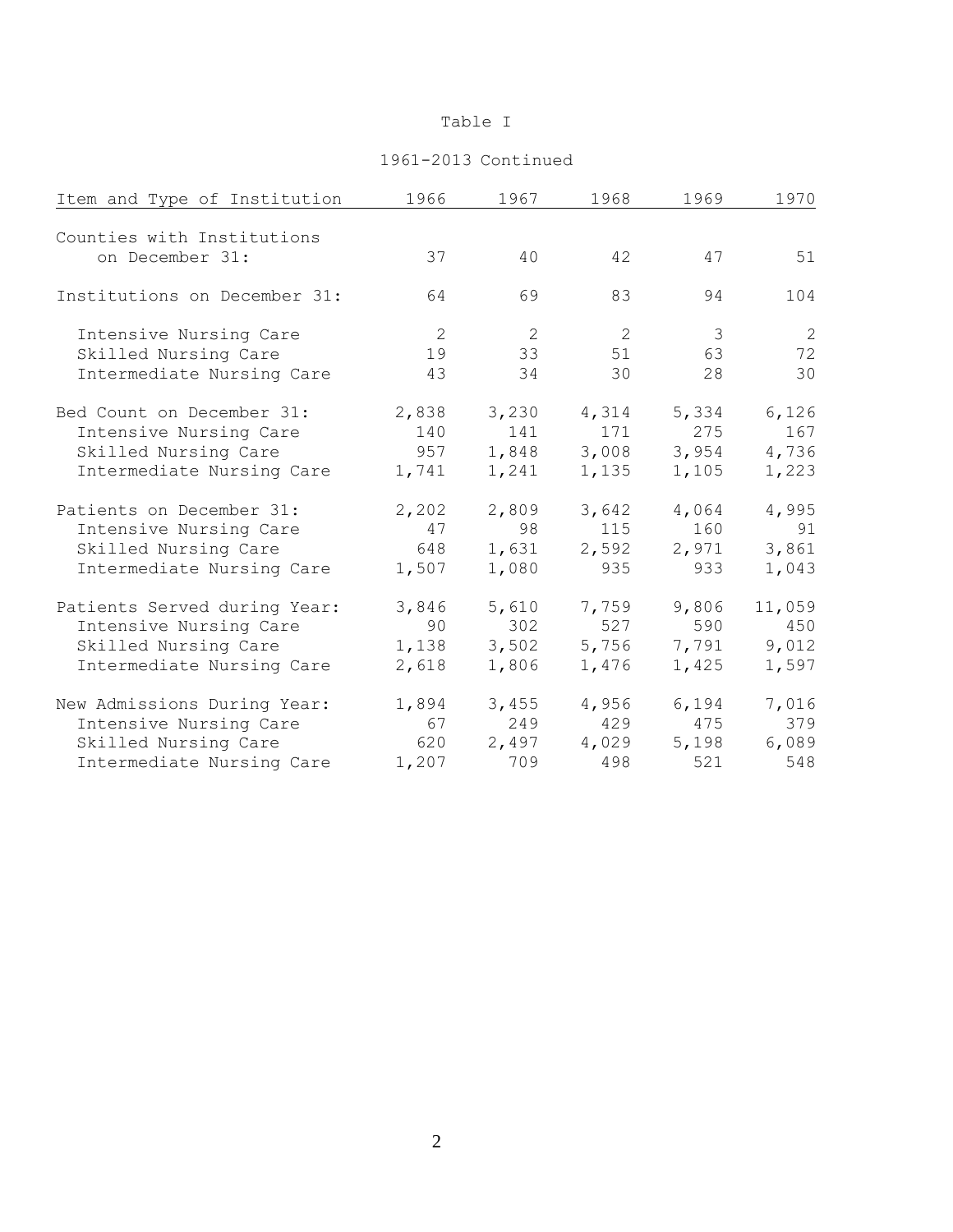Table I

1961-2013 Continued

| Item and Type of Institution | 1966 | 1967 | 1968 | 1969 | 1970 |
|---|---|---|---|---|---|
| Counties with Institutions on December 31: | 37 | 40 | 42 | 47 | 51 |
| Institutions on December 31: | 64 | 69 | 83 | 94 | 104 |
| Intensive Nursing Care | 2 | 2 | 2 | 3 | 2 |
| Skilled Nursing Care | 19 | 33 | 51 | 63 | 72 |
| Intermediate Nursing Care | 43 | 34 | 30 | 28 | 30 |
| Bed Count on December 31: | 2,838 | 3,230 | 4,314 | 5,334 | 6,126 |
| Intensive Nursing Care | 140 | 141 | 171 | 275 | 167 |
| Skilled Nursing Care | 957 | 1,848 | 3,008 | 3,954 | 4,736 |
| Intermediate Nursing Care | 1,741 | 1,241 | 1,135 | 1,105 | 1,223 |
| Patients on December 31: | 2,202 | 2,809 | 3,642 | 4,064 | 4,995 |
| Intensive Nursing Care | 47 | 98 | 115 | 160 | 91 |
| Skilled Nursing Care | 648 | 1,631 | 2,592 | 2,971 | 3,861 |
| Intermediate Nursing Care | 1,507 | 1,080 | 935 | 933 | 1,043 |
| Patients Served during Year: | 3,846 | 5,610 | 7,759 | 9,806 | 11,059 |
| Intensive Nursing Care | 90 | 302 | 527 | 590 | 450 |
| Skilled Nursing Care | 1,138 | 3,502 | 5,756 | 7,791 | 9,012 |
| Intermediate Nursing Care | 2,618 | 1,806 | 1,476 | 1,425 | 1,597 |
| New Admissions During Year: | 1,894 | 3,455 | 4,956 | 6,194 | 7,016 |
| Intensive Nursing Care | 67 | 249 | 429 | 475 | 379 |
| Skilled Nursing Care | 620 | 2,497 | 4,029 | 5,198 | 6,089 |
| Intermediate Nursing Care | 1,207 | 709 | 498 | 521 | 548 |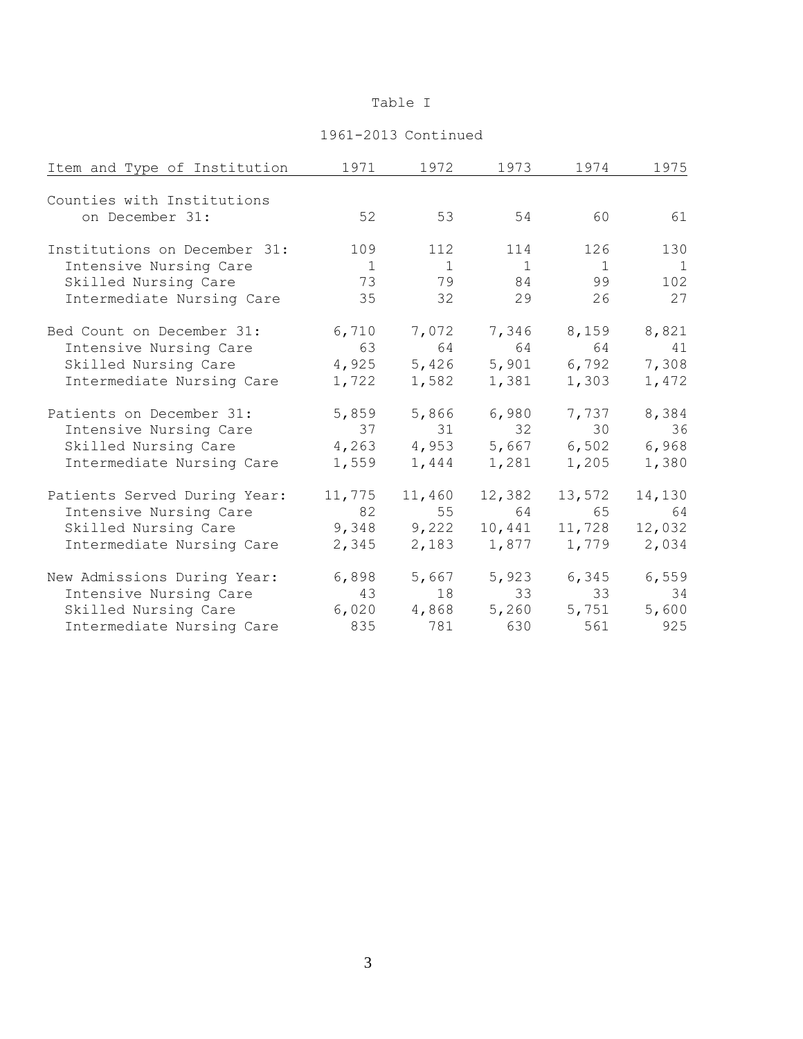Table I

1961-2013 Continued

| Item and Type of Institution | 1971 | 1972 | 1973 | 1974 | 1975 |
|---|---|---|---|---|---|
| Counties with Institutions on December 31: | 52 | 53 | 54 | 60 | 61 |
| Institutions on December 31: | 109 | 112 | 114 | 126 | 130 |
| Intensive Nursing Care | 1 | 1 | 1 | 1 | 1 |
| Skilled Nursing Care | 73 | 79 | 84 | 99 | 102 |
| Intermediate Nursing Care | 35 | 32 | 29 | 26 | 27 |
| Bed Count on December 31: | 6,710 | 7,072 | 7,346 | 8,159 | 8,821 |
| Intensive Nursing Care | 63 | 64 | 64 | 64 | 41 |
| Skilled Nursing Care | 4,925 | 5,426 | 5,901 | 6,792 | 7,308 |
| Intermediate Nursing Care | 1,722 | 1,582 | 1,381 | 1,303 | 1,472 |
| Patients on December 31: | 5,859 | 5,866 | 6,980 | 7,737 | 8,384 |
| Intensive Nursing Care | 37 | 31 | 32 | 30 | 36 |
| Skilled Nursing Care | 4,263 | 4,953 | 5,667 | 6,502 | 6,968 |
| Intermediate Nursing Care | 1,559 | 1,444 | 1,281 | 1,205 | 1,380 |
| Patients Served During Year: | 11,775 | 11,460 | 12,382 | 13,572 | 14,130 |
| Intensive Nursing Care | 82 | 55 | 64 | 65 | 64 |
| Skilled Nursing Care | 9,348 | 9,222 | 10,441 | 11,728 | 12,032 |
| Intermediate Nursing Care | 2,345 | 2,183 | 1,877 | 1,779 | 2,034 |
| New Admissions During Year: | 6,898 | 5,667 | 5,923 | 6,345 | 6,559 |
| Intensive Nursing Care | 43 | 18 | 33 | 33 | 34 |
| Skilled Nursing Care | 6,020 | 4,868 | 5,260 | 5,751 | 5,600 |
| Intermediate Nursing Care | 835 | 781 | 630 | 561 | 925 |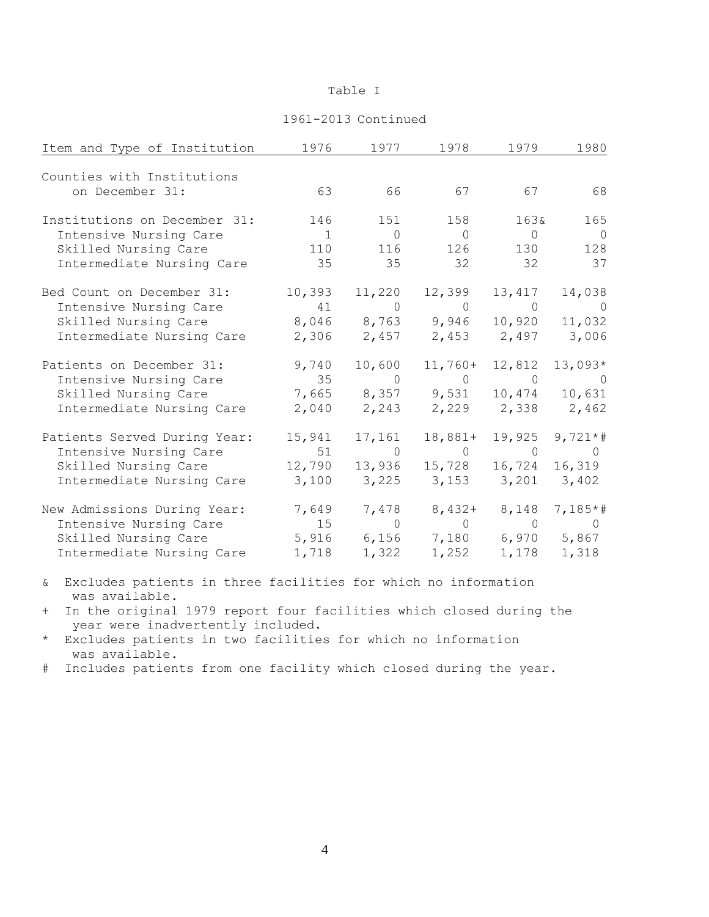Table I

1961-2013 Continued

| Item and Type of Institution | 1976 | 1977 | 1978 | 1979 | 1980 |
|---|---|---|---|---|---|
| Counties with Institutions on December 31: | 63 | 66 | 67 | 67 | 68 |
| Institutions on December 31: | 146 | 151 | 158 | 163& | 165 |
| Intensive Nursing Care | 1 | 0 | 0 | 0 | 0 |
| Skilled Nursing Care | 110 | 116 | 126 | 130 | 128 |
| Intermediate Nursing Care | 35 | 35 | 32 | 32 | 37 |
| Bed Count on December 31: | 10,393 | 11,220 | 12,399 | 13,417 | 14,038 |
| Intensive Nursing Care | 41 | 0 | 0 | 0 | 0 |
| Skilled Nursing Care | 8,046 | 8,763 | 9,946 | 10,920 | 11,032 |
| Intermediate Nursing Care | 2,306 | 2,457 | 2,453 | 2,497 | 3,006 |
| Patients on December 31: | 9,740 | 10,600 | 11,760+ | 12,812 | 13,093* |
| Intensive Nursing Care | 35 | 0 | 0 | 0 | 0 |
| Skilled Nursing Care | 7,665 | 8,357 | 9,531 | 10,474 | 10,631 |
| Intermediate Nursing Care | 2,040 | 2,243 | 2,229 | 2,338 | 2,462 |
| Patients Served During Year: | 15,941 | 17,161 | 18,881+ | 19,925 | 9,721*# |
| Intensive Nursing Care | 51 | 0 | 0 | 0 | 0 |
| Skilled Nursing Care | 12,790 | 13,936 | 15,728 | 16,724 | 16,319 |
| Intermediate Nursing Care | 3,100 | 3,225 | 3,153 | 3,201 | 3,402 |
| New Admissions During Year: | 7,649 | 7,478 | 8,432+ | 8,148 | 7,185*# |
| Intensive Nursing Care | 15 | 0 | 0 | 0 | 0 |
| Skilled Nursing Care | 5,916 | 6,156 | 7,180 | 6,970 | 5,867 |
| Intermediate Nursing Care | 1,718 | 1,322 | 1,252 | 1,178 | 1,318 |

& Excludes patients in three facilities for which no information was available.

+ In the original 1979 report four facilities which closed during the year were inadvertently included.

* Excludes patients in two facilities for which no information was available.

# Includes patients from one facility which closed during the year.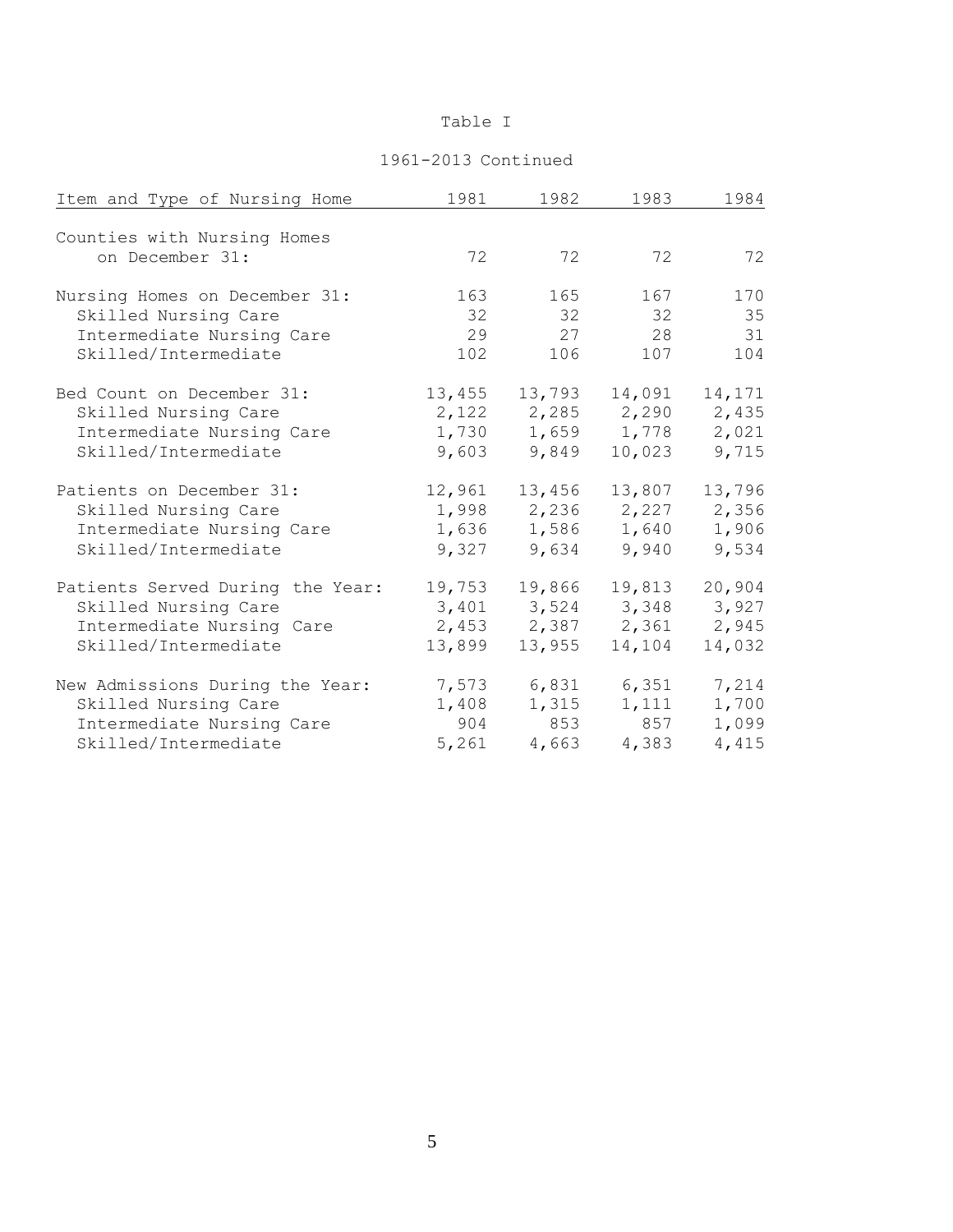# Table I

## 1961-2013 Continued

| Item and Type of Nursing Home | 1981 | 1982 | 1983 | 1984 |
|---|---|---|---|---|
| Counties with Nursing Homes on December 31: | 72 | 72 | 72 | 72 |
| Nursing Homes on December 31: | 163 | 165 | 167 | 170 |
| Skilled Nursing Care | 32 | 32 | 32 | 35 |
| Intermediate Nursing Care | 29 | 27 | 28 | 31 |
| Skilled/Intermediate | 102 | 106 | 107 | 104 |
| Bed Count on December 31: | 13,455 | 13,793 | 14,091 | 14,171 |
| Skilled Nursing Care | 2,122 | 2,285 | 2,290 | 2,435 |
| Intermediate Nursing Care | 1,730 | 1,659 | 1,778 | 2,021 |
| Skilled/Intermediate | 9,603 | 9,849 | 10,023 | 9,715 |
| Patients on December 31: | 12,961 | 13,456 | 13,807 | 13,796 |
| Skilled Nursing Care | 1,998 | 2,236 | 2,227 | 2,356 |
| Intermediate Nursing Care | 1,636 | 1,586 | 1,640 | 1,906 |
| Skilled/Intermediate | 9,327 | 9,634 | 9,940 | 9,534 |
| Patients Served During the Year: | 19,753 | 19,866 | 19,813 | 20,904 |
| Skilled Nursing Care | 3,401 | 3,524 | 3,348 | 3,927 |
| Intermediate Nursing Care | 2,453 | 2,387 | 2,361 | 2,945 |
| Skilled/Intermediate | 13,899 | 13,955 | 14,104 | 14,032 |
| New Admissions During the Year: | 7,573 | 6,831 | 6,351 | 7,214 |
| Skilled Nursing Care | 1,408 | 1,315 | 1,111 | 1,700 |
| Intermediate Nursing Care | 904 | 853 | 857 | 1,099 |
| Skilled/Intermediate | 5,261 | 4,663 | 4,383 | 4,415 |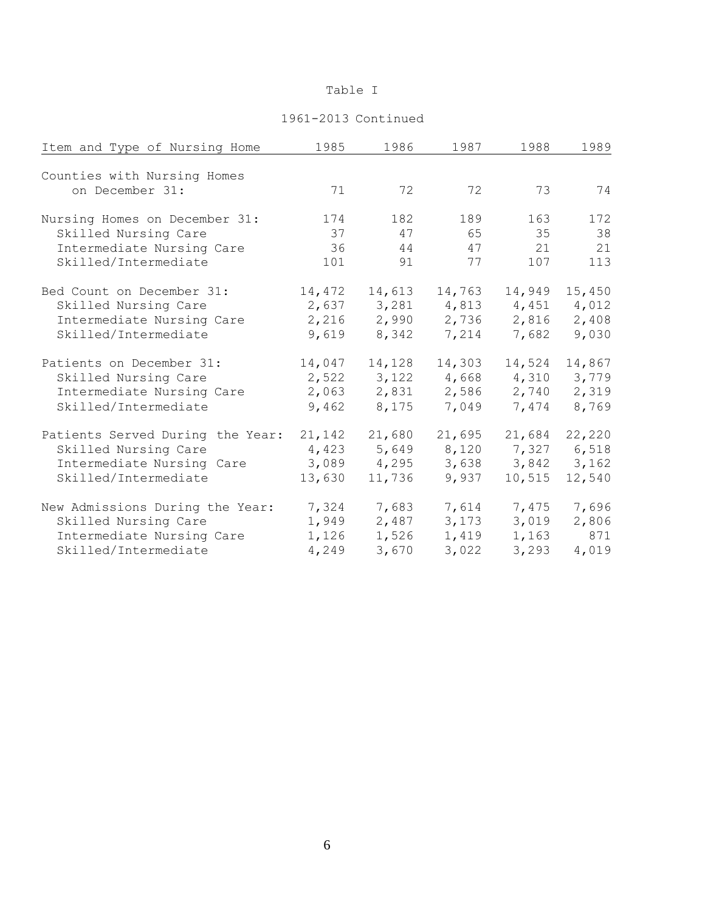Table I

1961-2013 Continued

| Item and Type of Nursing Home | 1985 | 1986 | 1987 | 1988 | 1989 |
|---|---|---|---|---|---|
| Counties with Nursing Homes on December 31: | 71 | 72 | 72 | 73 | 74 |
| Nursing Homes on December 31: | 174 | 182 | 189 | 163 | 172 |
| Skilled Nursing Care | 37 | 47 | 65 | 35 | 38 |
| Intermediate Nursing Care | 36 | 44 | 47 | 21 | 21 |
| Skilled/Intermediate | 101 | 91 | 77 | 107 | 113 |
| Bed Count on December 31: | 14,472 | 14,613 | 14,763 | 14,949 | 15,450 |
| Skilled Nursing Care | 2,637 | 3,281 | 4,813 | 4,451 | 4,012 |
| Intermediate Nursing Care | 2,216 | 2,990 | 2,736 | 2,816 | 2,408 |
| Skilled/Intermediate | 9,619 | 8,342 | 7,214 | 7,682 | 9,030 |
| Patients on December 31: | 14,047 | 14,128 | 14,303 | 14,524 | 14,867 |
| Skilled Nursing Care | 2,522 | 3,122 | 4,668 | 4,310 | 3,779 |
| Intermediate Nursing Care | 2,063 | 2,831 | 2,586 | 2,740 | 2,319 |
| Skilled/Intermediate | 9,462 | 8,175 | 7,049 | 7,474 | 8,769 |
| Patients Served During the Year: | 21,142 | 21,680 | 21,695 | 21,684 | 22,220 |
| Skilled Nursing Care | 4,423 | 5,649 | 8,120 | 7,327 | 6,518 |
| Intermediate Nursing Care | 3,089 | 4,295 | 3,638 | 3,842 | 3,162 |
| Skilled/Intermediate | 13,630 | 11,736 | 9,937 | 10,515 | 12,540 |
| New Admissions During the Year: | 7,324 | 7,683 | 7,614 | 7,475 | 7,696 |
| Skilled Nursing Care | 1,949 | 2,487 | 3,173 | 3,019 | 2,806 |
| Intermediate Nursing Care | 1,126 | 1,526 | 1,419 | 1,163 | 871 |
| Skilled/Intermediate | 4,249 | 3,670 | 3,022 | 3,293 | 4,019 |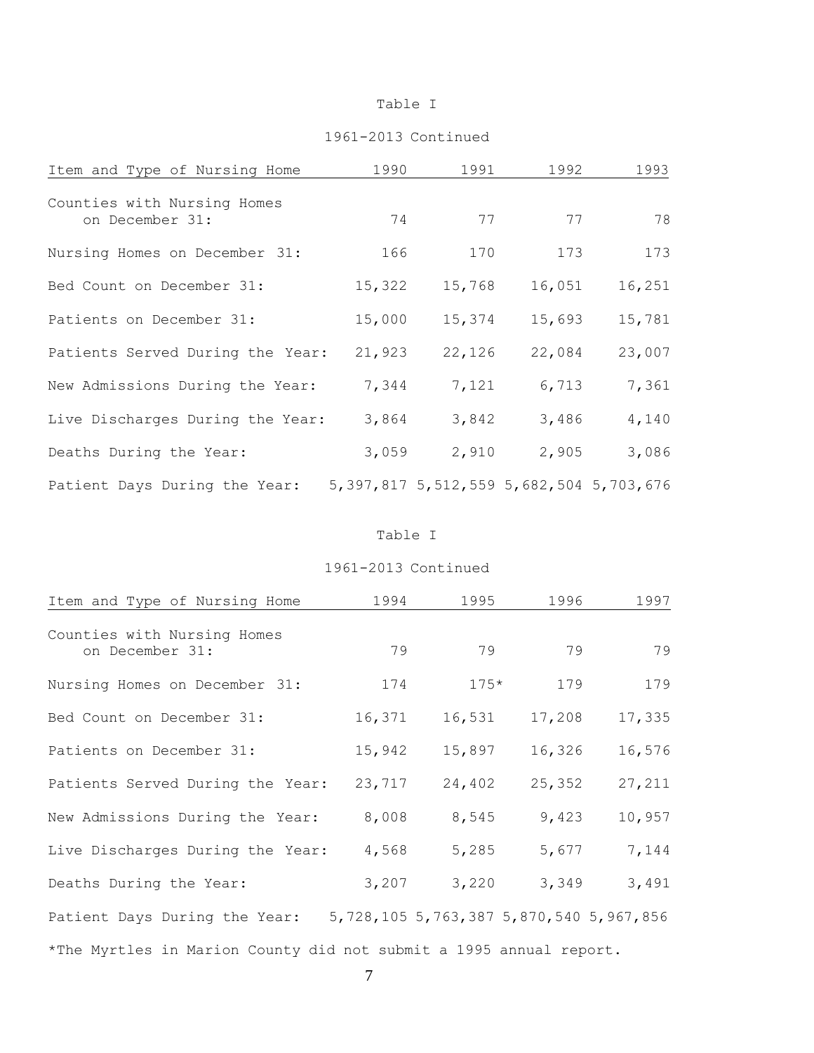Table I

1961-2013 Continued

| Item and Type of Nursing Home | 1990 | 1991 | 1992 | 1993 |
|---|---|---|---|---|
| Counties with Nursing Homes on December 31: | 74 | 77 | 77 | 78 |
| Nursing Homes on December 31: | 166 | 170 | 173 | 173 |
| Bed Count on December 31: | 15,322 | 15,768 | 16,051 | 16,251 |
| Patients on December 31: | 15,000 | 15,374 | 15,693 | 15,781 |
| Patients Served During the Year: | 21,923 | 22,126 | 22,084 | 23,007 |
| New Admissions During the Year: | 7,344 | 7,121 | 6,713 | 7,361 |
| Live Discharges During the Year: | 3,864 | 3,842 | 3,486 | 4,140 |
| Deaths During the Year: | 3,059 | 2,910 | 2,905 | 3,086 |
| Patient Days During the Year: | 5,397,817 | 5,512,559 | 5,682,504 | 5,703,676 |

Table I

1961-2013 Continued

| Item and Type of Nursing Home | 1994 | 1995 | 1996 | 1997 |
|---|---|---|---|---|
| Counties with Nursing Homes on December 31: | 79 | 79 | 79 | 79 |
| Nursing Homes on December 31: | 174 | 175* | 179 | 179 |
| Bed Count on December 31: | 16,371 | 16,531 | 17,208 | 17,335 |
| Patients on December 31: | 15,942 | 15,897 | 16,326 | 16,576 |
| Patients Served During the Year: | 23,717 | 24,402 | 25,352 | 27,211 |
| New Admissions During the Year: | 8,008 | 8,545 | 9,423 | 10,957 |
| Live Discharges During the Year: | 4,568 | 5,285 | 5,677 | 7,144 |
| Deaths During the Year: | 3,207 | 3,220 | 3,349 | 3,491 |
| Patient Days During the Year: | 5,728,105 | 5,763,387 | 5,870,540 | 5,967,856 |

*The Myrtles in Marion County did not submit a 1995 annual report.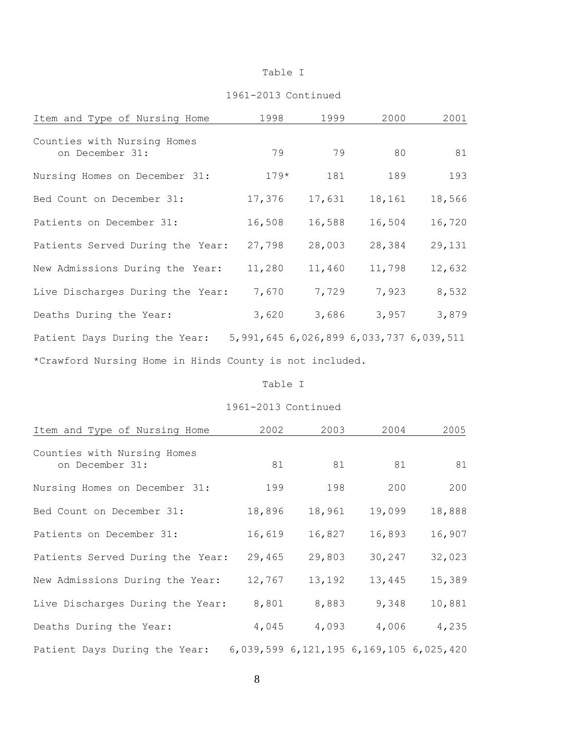Table I

1961-2013 Continued

| Item and Type of Nursing Home | 1998 | 1999 | 2000 | 2001 |
|---|---|---|---|---|
| Counties with Nursing Homes on December 31: | 79 | 79 | 80 | 81 |
| Nursing Homes on December 31: | 179* | 181 | 189 | 193 |
| Bed Count on December 31: | 17,376 | 17,631 | 18,161 | 18,566 |
| Patients on December 31: | 16,508 | 16,588 | 16,504 | 16,720 |
| Patients Served During the Year: | 27,798 | 28,003 | 28,384 | 29,131 |
| New Admissions During the Year: | 11,280 | 11,460 | 11,798 | 12,632 |
| Live Discharges During the Year: | 7,670 | 7,729 | 7,923 | 8,532 |
| Deaths During the Year: | 3,620 | 3,686 | 3,957 | 3,879 |
| Patient Days During the Year: | 5,991,645 | 6,026,899 | 6,033,737 | 6,039,511 |

*Crawford Nursing Home in Hinds County is not included.

Table I

1961-2013 Continued

| Item and Type of Nursing Home | 2002 | 2003 | 2004 | 2005 |
|---|---|---|---|---|
| Counties with Nursing Homes on December 31: | 81 | 81 | 81 | 81 |
| Nursing Homes on December 31: | 199 | 198 | 200 | 200 |
| Bed Count on December 31: | 18,896 | 18,961 | 19,099 | 18,888 |
| Patients on December 31: | 16,619 | 16,827 | 16,893 | 16,907 |
| Patients Served During the Year: | 29,465 | 29,803 | 30,247 | 32,023 |
| New Admissions During the Year: | 12,767 | 13,192 | 13,445 | 15,389 |
| Live Discharges During the Year: | 8,801 | 8,883 | 9,348 | 10,881 |
| Deaths During the Year: | 4,045 | 4,093 | 4,006 | 4,235 |
| Patient Days During the Year: | 6,039,599 | 6,121,195 | 6,169,105 | 6,025,420 |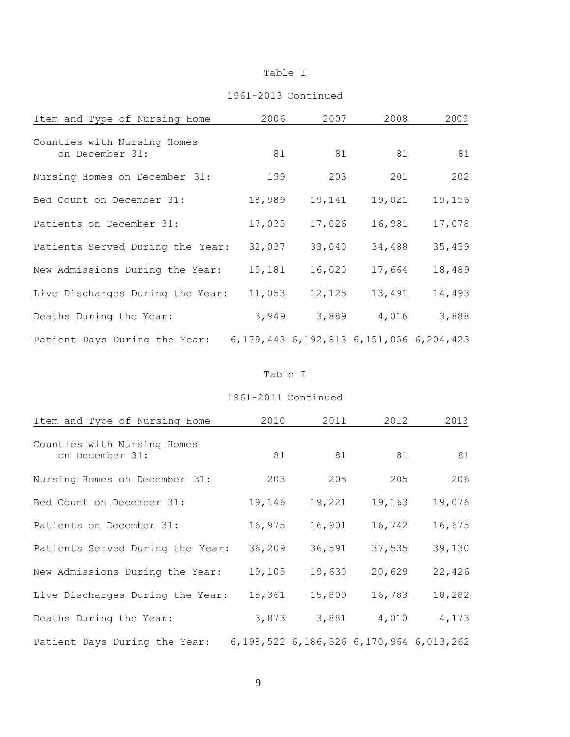Table I

1961-2013 Continued

| Item and Type of Nursing Home | 2006 | 2007 | 2008 | 2009 |
|---|---|---|---|---|
| Counties with Nursing Homes on December 31: | 81 | 81 | 81 | 81 |
| Nursing Homes on December 31: | 199 | 203 | 201 | 202 |
| Bed Count on December 31: | 18,989 | 19,141 | 19,021 | 19,156 |
| Patients on December 31: | 17,035 | 17,026 | 16,981 | 17,078 |
| Patients Served During the Year: | 32,037 | 33,040 | 34,488 | 35,459 |
| New Admissions During the Year: | 15,181 | 16,020 | 17,664 | 18,489 |
| Live Discharges During the Year: | 11,053 | 12,125 | 13,491 | 14,493 |
| Deaths During the Year: | 3,949 | 3,889 | 4,016 | 3,888 |
| Patient Days During the Year: | 6,179,443 | 6,192,813 | 6,151,056 | 6,204,423 |

Table I

1961-2011 Continued

| Item and Type of Nursing Home | 2010 | 2011 | 2012 | 2013 |
|---|---|---|---|---|
| Counties with Nursing Homes on December 31: | 81 | 81 | 81 | 81 |
| Nursing Homes on December 31: | 203 | 205 | 205 | 206 |
| Bed Count on December 31: | 19,146 | 19,221 | 19,163 | 19,076 |
| Patients on December 31: | 16,975 | 16,901 | 16,742 | 16,675 |
| Patients Served During the Year: | 36,209 | 36,591 | 37,535 | 39,130 |
| New Admissions During the Year: | 19,105 | 19,630 | 20,629 | 22,426 |
| Live Discharges During the Year: | 15,361 | 15,809 | 16,783 | 18,282 |
| Deaths During the Year: | 3,873 | 3,881 | 4,010 | 4,173 |
| Patient Days During the Year: | 6,198,522 | 6,186,326 | 6,170,964 | 6,013,262 |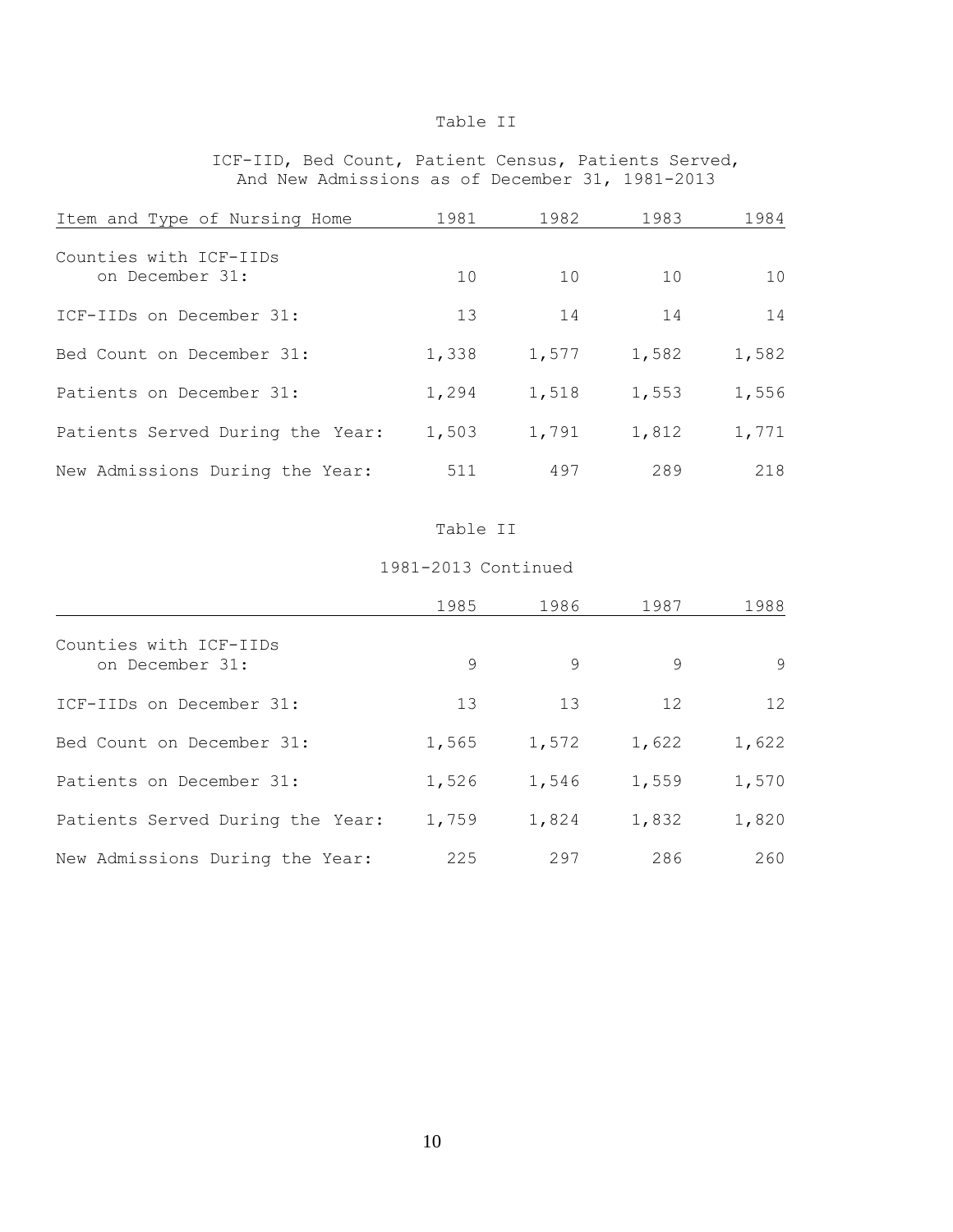Table II

ICF-IID, Bed Count, Patient Census, Patients Served, And New Admissions as of December 31, 1981-2013

| Item and Type of Nursing Home | 1981 | 1982 | 1983 | 1984 |
|---|---|---|---|---|
| Counties with ICF-IIDs on December 31: | 10 | 10 | 10 | 10 |
| ICF-IIDs on December 31: | 13 | 14 | 14 | 14 |
| Bed Count on December 31: | 1,338 | 1,577 | 1,582 | 1,582 |
| Patients on December 31: | 1,294 | 1,518 | 1,553 | 1,556 |
| Patients Served During the Year: | 1,503 | 1,791 | 1,812 | 1,771 |
| New Admissions During the Year: | 511 | 497 | 289 | 218 |

Table II

1981-2013 Continued

| | 1985 | 1986 | 1987 | 1988 |
|---|---|---|---|---|
| Counties with ICF-IIDs on December 31: | 9 | 9 | 9 | 9 |
| ICF-IIDs on December 31: | 13 | 13 | 12 | 12 |
| Bed Count on December 31: | 1,565 | 1,572 | 1,622 | 1,622 |
| Patients on December 31: | 1,526 | 1,546 | 1,559 | 1,570 |
| Patients Served During the Year: | 1,759 | 1,824 | 1,832 | 1,820 |
| New Admissions During the Year: | 225 | 297 | 286 | 260 |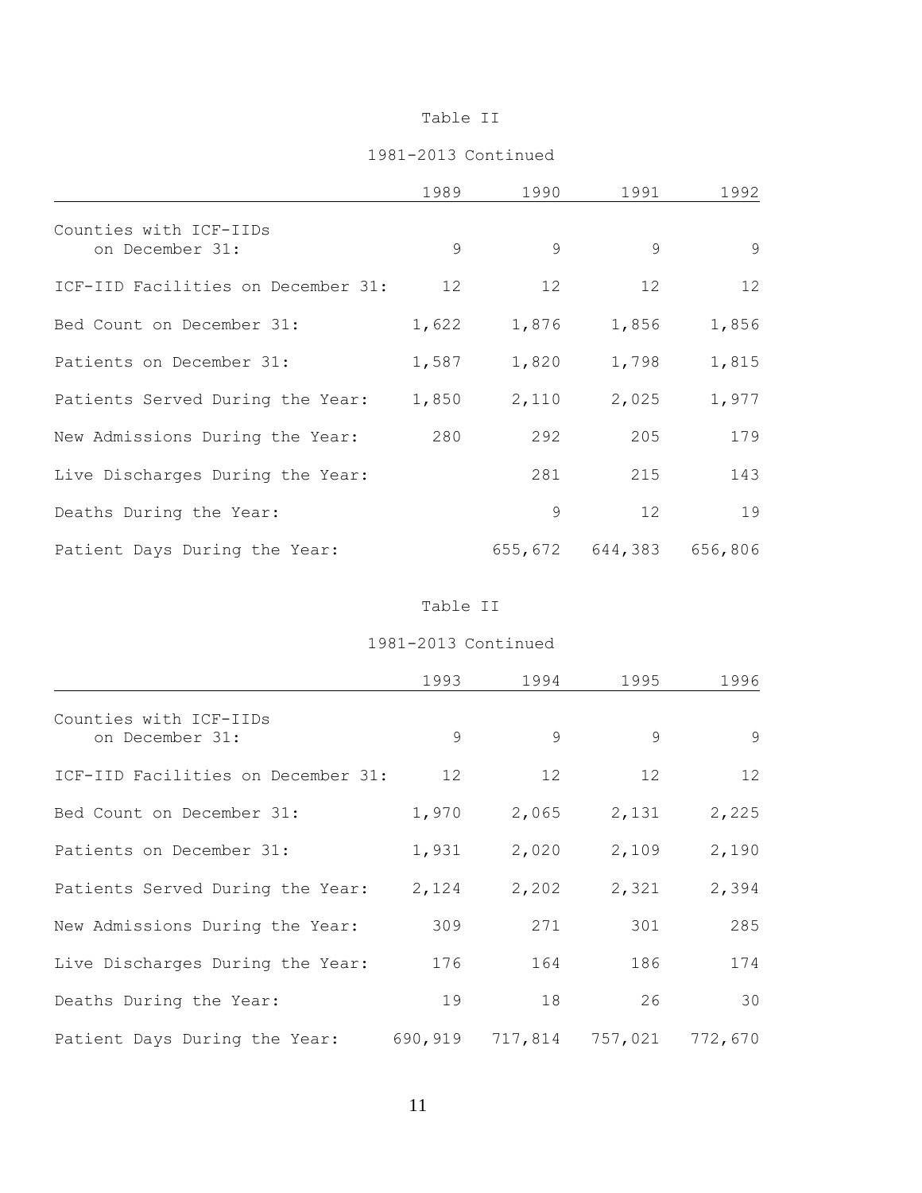Table II

1981-2013 Continued

| | 1989 | 1990 | 1991 | 1992 |
|---|---|---|---|---|
| Counties with ICF-IIDs on December 31: | 9 | 9 | 9 | 9 |
| ICF-IID Facilities on December 31: | 12 | 12 | 12 | 12 |
| Bed Count on December 31: | 1,622 | 1,876 | 1,856 | 1,856 |
| Patients on December 31: | 1,587 | 1,820 | 1,798 | 1,815 |
| Patients Served During the Year: | 1,850 | 2,110 | 2,025 | 1,977 |
| New Admissions During the Year: | 280 | 292 | 205 | 179 |
| Live Discharges During the Year: | | 281 | 215 | 143 |
| Deaths During the Year: | | 9 | 12 | 19 |
| Patient Days During the Year: | | 655,672 | 644,383 | 656,806 |

Table II

1981-2013 Continued

| | 1993 | 1994 | 1995 | 1996 |
|---|---|---|---|---|
| Counties with ICF-IIDs on December 31: | 9 | 9 | 9 | 9 |
| ICF-IID Facilities on December 31: | 12 | 12 | 12 | 12 |
| Bed Count on December 31: | 1,970 | 2,065 | 2,131 | 2,225 |
| Patients on December 31: | 1,931 | 2,020 | 2,109 | 2,190 |
| Patients Served During the Year: | 2,124 | 2,202 | 2,321 | 2,394 |
| New Admissions During the Year: | 309 | 271 | 301 | 285 |
| Live Discharges During the Year: | 176 | 164 | 186 | 174 |
| Deaths During the Year: | 19 | 18 | 26 | 30 |
| Patient Days During the Year: | 690,919 | 717,814 | 757,021 | 772,670 |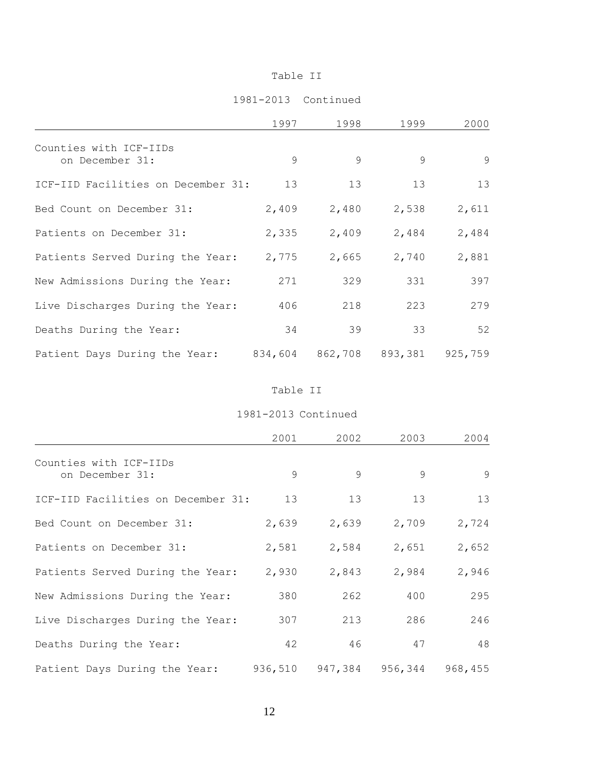Table II

1981-2013 Continued

| | 1997 | 1998 | 1999 | 2000 |
|---|---|---|---|---|
| Counties with ICF-IIDs on December 31: | 9 | 9 | 9 | 9 |
| ICF-IID Facilities on December 31: | 13 | 13 | 13 | 13 |
| Bed Count on December 31: | 2,409 | 2,480 | 2,538 | 2,611 |
| Patients on December 31: | 2,335 | 2,409 | 2,484 | 2,484 |
| Patients Served During the Year: | 2,775 | 2,665 | 2,740 | 2,881 |
| New Admissions During the Year: | 271 | 329 | 331 | 397 |
| Live Discharges During the Year: | 406 | 218 | 223 | 279 |
| Deaths During the Year: | 34 | 39 | 33 | 52 |
| Patient Days During the Year: | 834,604 | 862,708 | 893,381 | 925,759 |

Table II

1981-2013 Continued

| | 2001 | 2002 | 2003 | 2004 |
|---|---|---|---|---|
| Counties with ICF-IIDs on December 31: | 9 | 9 | 9 | 9 |
| ICF-IID Facilities on December 31: | 13 | 13 | 13 | 13 |
| Bed Count on December 31: | 2,639 | 2,639 | 2,709 | 2,724 |
| Patients on December 31: | 2,581 | 2,584 | 2,651 | 2,652 |
| Patients Served During the Year: | 2,930 | 2,843 | 2,984 | 2,946 |
| New Admissions During the Year: | 380 | 262 | 400 | 295 |
| Live Discharges During the Year: | 307 | 213 | 286 | 246 |
| Deaths During the Year: | 42 | 46 | 47 | 48 |
| Patient Days During the Year: | 936,510 | 947,384 | 956,344 | 968,455 |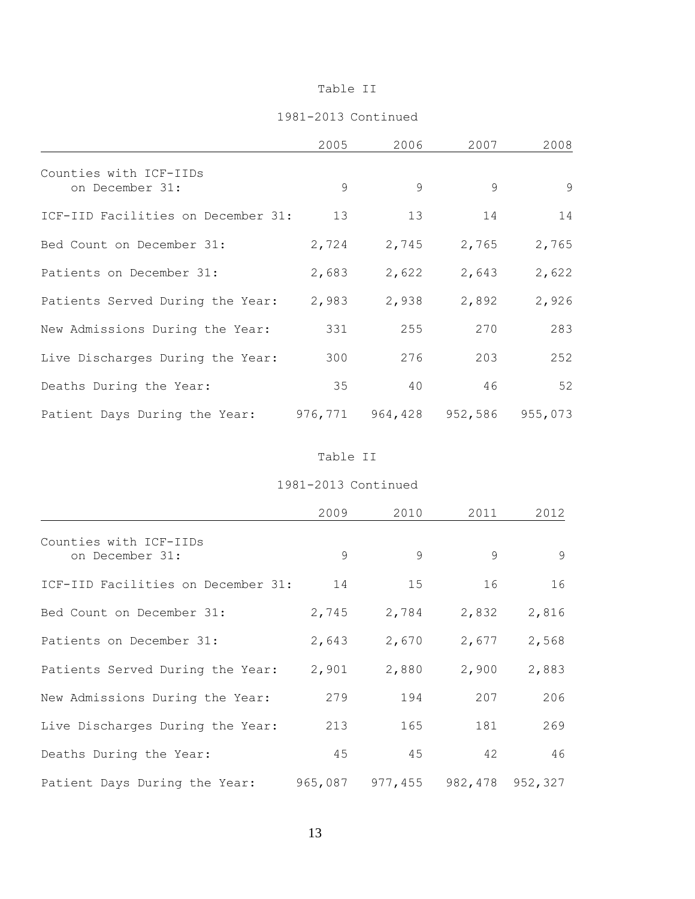Table II

1981-2013 Continued

| | 2005 | 2006 | 2007 | 2008 |
|---|---|---|---|---|
| Counties with ICF-IIDs on December 31: | 9 | 9 | 9 | 9 |
| ICF-IID Facilities on December 31: | 13 | 13 | 14 | 14 |
| Bed Count on December 31: | 2,724 | 2,745 | 2,765 | 2,765 |
| Patients on December 31: | 2,683 | 2,622 | 2,643 | 2,622 |
| Patients Served During the Year: | 2,983 | 2,938 | 2,892 | 2,926 |
| New Admissions During the Year: | 331 | 255 | 270 | 283 |
| Live Discharges During the Year: | 300 | 276 | 203 | 252 |
| Deaths During the Year: | 35 | 40 | 46 | 52 |
| Patient Days During the Year: | 976,771 | 964,428 | 952,586 | 955,073 |

Table II

1981-2013 Continued

| | 2009 | 2010 | 2011 | 2012 |
|---|---|---|---|---|
| Counties with ICF-IIDs on December 31: | 9 | 9 | 9 | 9 |
| ICF-IID Facilities on December 31: | 14 | 15 | 16 | 16 |
| Bed Count on December 31: | 2,745 | 2,784 | 2,832 | 2,816 |
| Patients on December 31: | 2,643 | 2,670 | 2,677 | 2,568 |
| Patients Served During the Year: | 2,901 | 2,880 | 2,900 | 2,883 |
| New Admissions During the Year: | 279 | 194 | 207 | 206 |
| Live Discharges During the Year: | 213 | 165 | 181 | 269 |
| Deaths During the Year: | 45 | 45 | 42 | 46 |
| Patient Days During the Year: | 965,087 | 977,455 | 982,478 | 952,327 |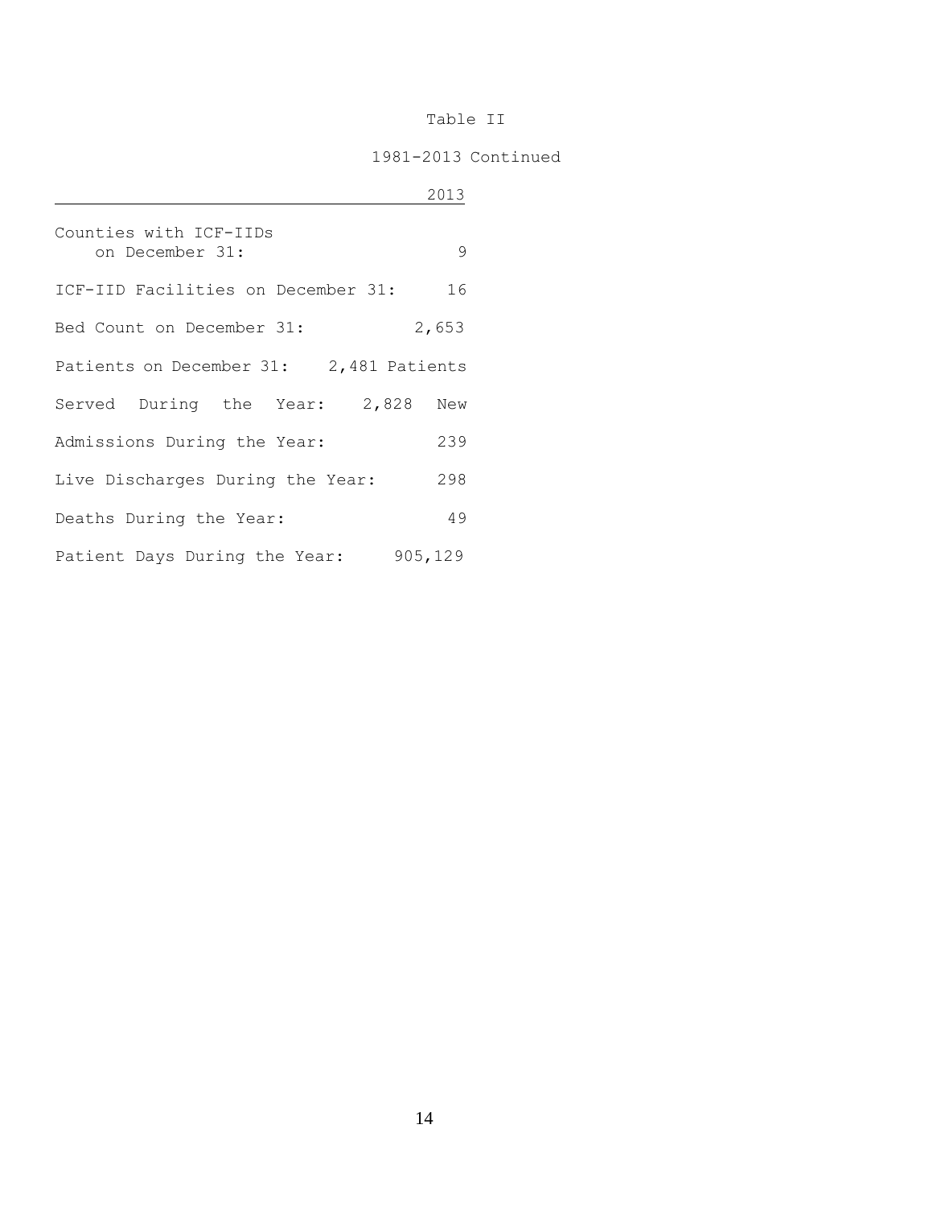# Table II

## 1981-2013 Continued

| | 2013 |
|---|---|
| Counties with ICF-IIDs on December 31: | 9 |
| ICF-IID Facilities on December 31: | 16 |
| Bed Count on December 31: | 2,653 |
| Patients on December 31: | 2,481 Patients |
| Served During the Year: | 2,828 New |
| Admissions During the Year: | 239 |
| Live Discharges During the Year: | 298 |
| Deaths During the Year: | 49 |
| Patient Days During the Year: | 905,129 |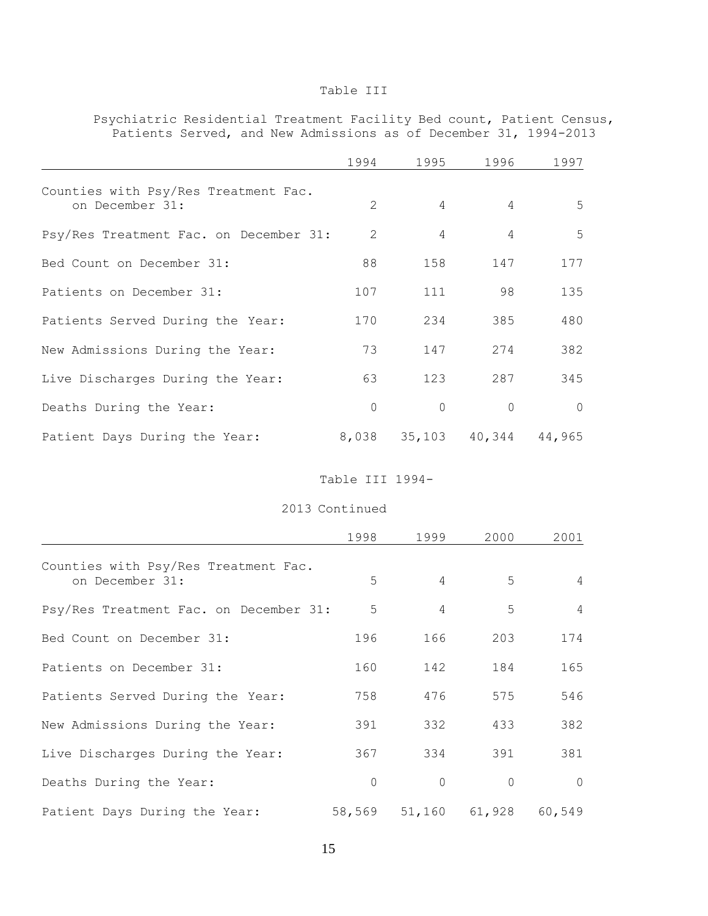Table III

Psychiatric Residential Treatment Facility Bed count, Patient Census, Patients Served, and New Admissions as of December 31, 1994-2013

| | 1994 | 1995 | 1996 | 1997 |
|---|---|---|---|---|
| Counties with Psy/Res Treatment Fac. on December 31: | 2 | 4 | 4 | 5 |
| Psy/Res Treatment Fac. on December 31: | 2 | 4 | 4 | 5 |
| Bed Count on December 31: | 88 | 158 | 147 | 177 |
| Patients on December 31: | 107 | 111 | 98 | 135 |
| Patients Served During the Year: | 170 | 234 | 385 | 480 |
| New Admissions During the Year: | 73 | 147 | 274 | 382 |
| Live Discharges During the Year: | 63 | 123 | 287 | 345 |
| Deaths During the Year: | 0 | 0 | 0 | 0 |
| Patient Days During the Year: | 8,038 | 35,103 | 40,344 | 44,965 |

Table III 1994-2013 Continued

| | 1998 | 1999 | 2000 | 2001 |
|---|---|---|---|---|
| Counties with Psy/Res Treatment Fac. on December 31: | 5 | 4 | 5 | 4 |
| Psy/Res Treatment Fac. on December 31: | 5 | 4 | 5 | 4 |
| Bed Count on December 31: | 196 | 166 | 203 | 174 |
| Patients on December 31: | 160 | 142 | 184 | 165 |
| Patients Served During the Year: | 758 | 476 | 575 | 546 |
| New Admissions During the Year: | 391 | 332 | 433 | 382 |
| Live Discharges During the Year: | 367 | 334 | 391 | 381 |
| Deaths During the Year: | 0 | 0 | 0 | 0 |
| Patient Days During the Year: | 58,569 | 51,160 | 61,928 | 60,549 |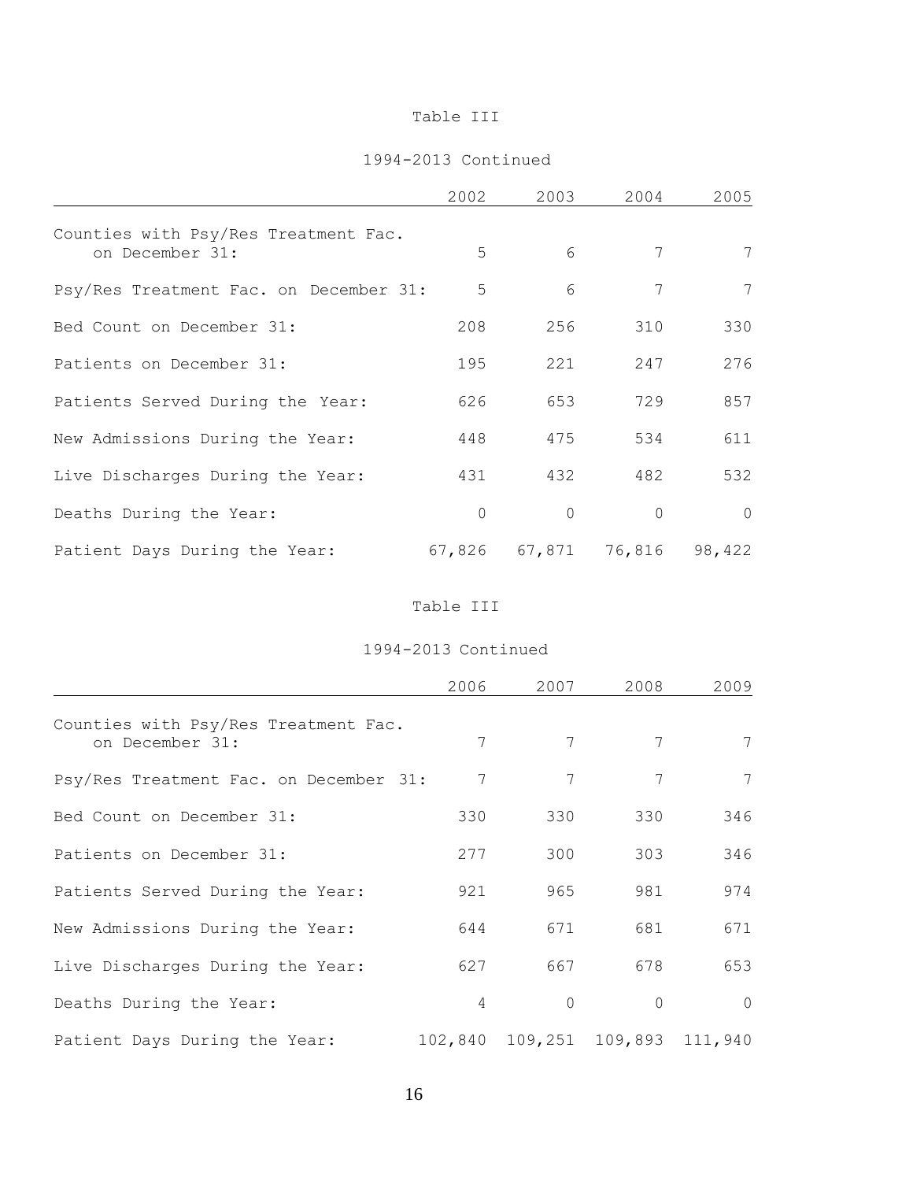Table III

1994-2013 Continued

| | 2002 | 2003 | 2004 | 2005 |
|---|---|---|---|---|
| Counties with Psy/Res Treatment Fac. on December 31: | 5 | 6 | 7 | 7 |
| Psy/Res Treatment Fac. on December 31: | 5 | 6 | 7 | 7 |
| Bed Count on December 31: | 208 | 256 | 310 | 330 |
| Patients on December 31: | 195 | 221 | 247 | 276 |
| Patients Served During the Year: | 626 | 653 | 729 | 857 |
| New Admissions During the Year: | 448 | 475 | 534 | 611 |
| Live Discharges During the Year: | 431 | 432 | 482 | 532 |
| Deaths During the Year: | 0 | 0 | 0 | 0 |
| Patient Days During the Year: | 67,826 | 67,871 | 76,816 | 98,422 |

Table III

1994-2013 Continued

| | 2006 | 2007 | 2008 | 2009 |
|---|---|---|---|---|
| Counties with Psy/Res Treatment Fac. on December 31: | 7 | 7 | 7 | 7 |
| Psy/Res Treatment Fac. on December 31: | 7 | 7 | 7 | 7 |
| Bed Count on December 31: | 330 | 330 | 330 | 346 |
| Patients on December 31: | 277 | 300 | 303 | 346 |
| Patients Served During the Year: | 921 | 965 | 981 | 974 |
| New Admissions During the Year: | 644 | 671 | 681 | 671 |
| Live Discharges During the Year: | 627 | 667 | 678 | 653 |
| Deaths During the Year: | 4 | 0 | 0 | 0 |
| Patient Days During the Year: | 102,840 | 109,251 | 109,893 | 111,940 |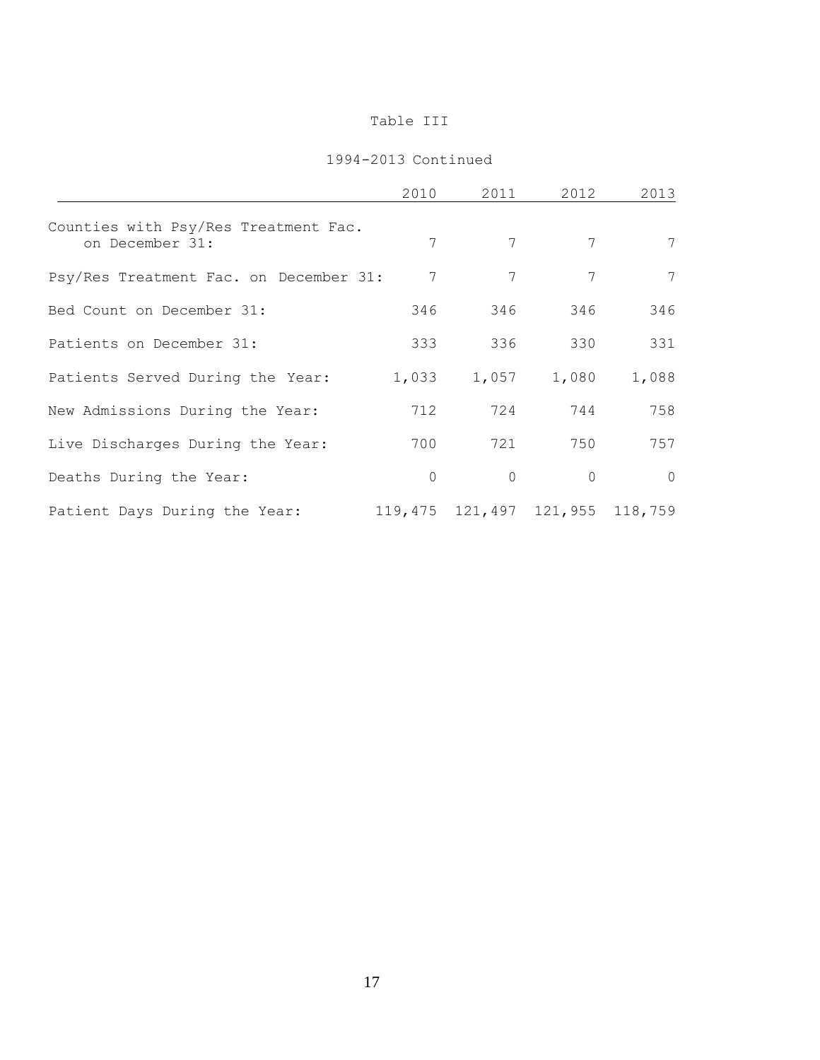Table III

1994-2013 Continued

| | 2010 | 2011 | 2012 | 2013 |
|---|---|---|---|---|
| Counties with Psy/Res Treatment Fac. on December 31: | 7 | 7 | 7 | 7 |
| Psy/Res Treatment Fac. on December 31: | 7 | 7 | 7 | 7 |
| Bed Count on December 31: | 346 | 346 | 346 | 346 |
| Patients on December 31: | 333 | 336 | 330 | 331 |
| Patients Served During the Year: | 1,033 | 1,057 | 1,080 | 1,088 |
| New Admissions During the Year: | 712 | 724 | 744 | 758 |
| Live Discharges During the Year: | 700 | 721 | 750 | 757 |
| Deaths During the Year: | 0 | 0 | 0 | 0 |
| Patient Days During the Year: | 119,475 | 121,497 | 121,955 | 118,759 |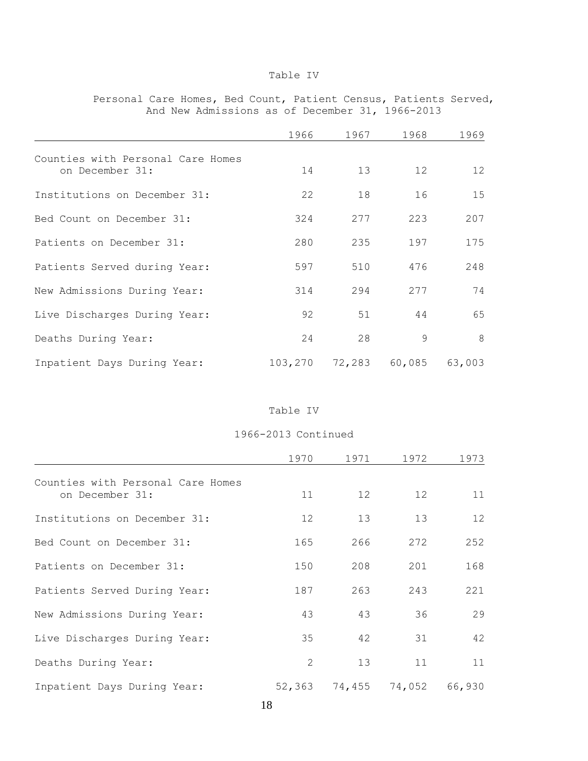Table IV

Personal Care Homes, Bed Count, Patient Census, Patients Served, And New Admissions as of December 31, 1966-2013

| | 1966 | 1967 | 1968 | 1969 |
|---|---|---|---|---|
| Counties with Personal Care Homes on December 31: | 14 | 13 | 12 | 12 |
| Institutions on December 31: | 22 | 18 | 16 | 15 |
| Bed Count on December 31: | 324 | 277 | 223 | 207 |
| Patients on December 31: | 280 | 235 | 197 | 175 |
| Patients Served during Year: | 597 | 510 | 476 | 248 |
| New Admissions During Year: | 314 | 294 | 277 | 74 |
| Live Discharges During Year: | 92 | 51 | 44 | 65 |
| Deaths During Year: | 24 | 28 | 9 | 8 |
| Inpatient Days During Year: | 103,270 | 72,283 | 60,085 | 63,003 |

Table IV

1966-2013 Continued

| | 1970 | 1971 | 1972 | 1973 |
|---|---|---|---|---|
| Counties with Personal Care Homes on December 31: | 11 | 12 | 12 | 11 |
| Institutions on December 31: | 12 | 13 | 13 | 12 |
| Bed Count on December 31: | 165 | 266 | 272 | 252 |
| Patients on December 31: | 150 | 208 | 201 | 168 |
| Patients Served During Year: | 187 | 263 | 243 | 221 |
| New Admissions During Year: | 43 | 43 | 36 | 29 |
| Live Discharges During Year: | 35 | 42 | 31 | 42 |
| Deaths During Year: | 2 | 13 | 11 | 11 |
| Inpatient Days During Year: | 52,363 | 74,455 | 74,052 | 66,930 |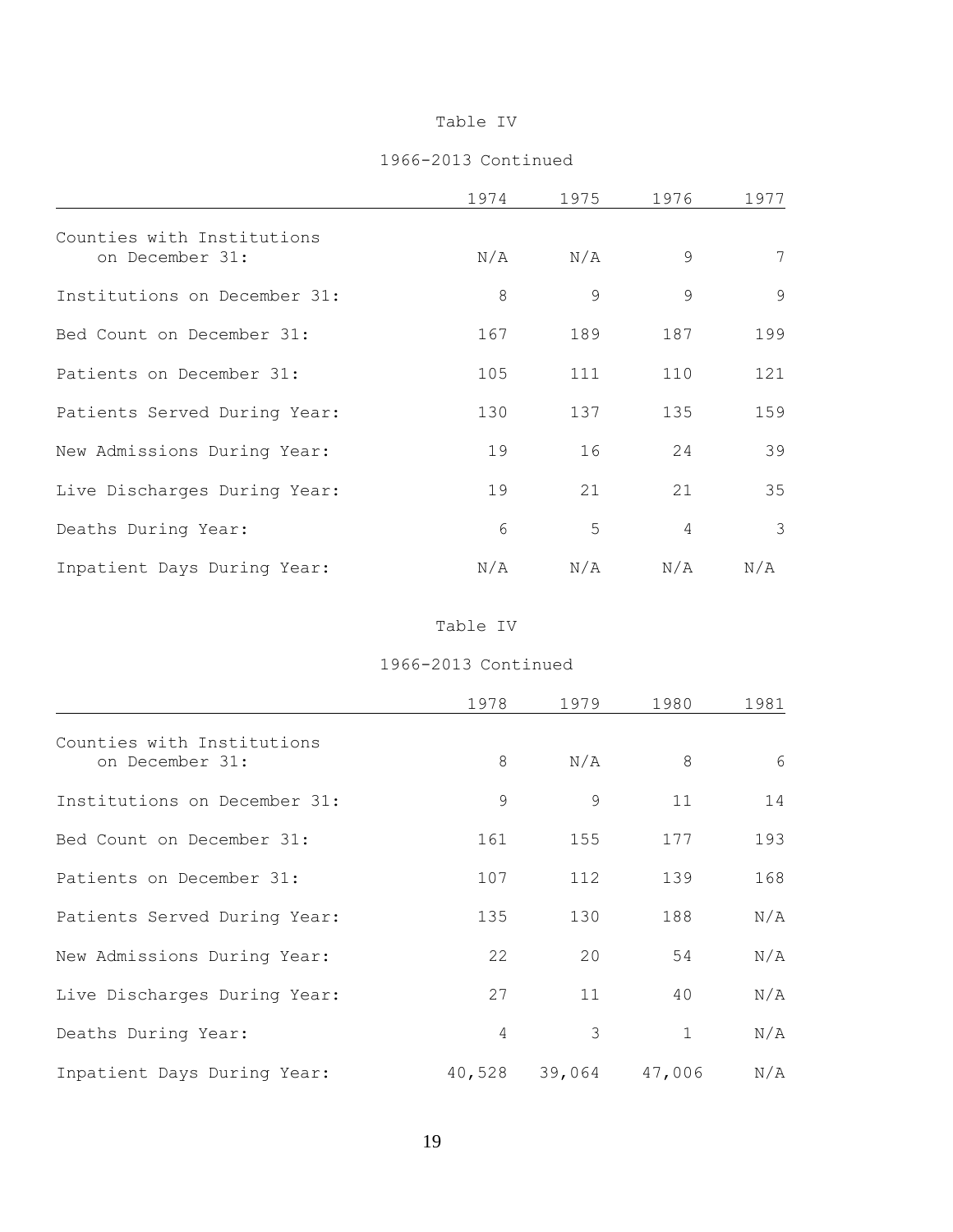Table IV

1966-2013 Continued

| | 1974 | 1975 | 1976 | 1977 |
|---|---|---|---|---|
| Counties with Institutions on December 31: | N/A | N/A | 9 | 7 |
| Institutions on December 31: | 8 | 9 | 9 | 9 |
| Bed Count on December 31: | 167 | 189 | 187 | 199 |
| Patients on December 31: | 105 | 111 | 110 | 121 |
| Patients Served During Year: | 130 | 137 | 135 | 159 |
| New Admissions During Year: | 19 | 16 | 24 | 39 |
| Live Discharges During Year: | 19 | 21 | 21 | 35 |
| Deaths During Year: | 6 | 5 | 4 | 3 |
| Inpatient Days During Year: | N/A | N/A | N/A | N/A |

Table IV

1966-2013 Continued

| | 1978 | 1979 | 1980 | 1981 |
|---|---|---|---|---|
| Counties with Institutions on December 31: | 8 | N/A | 8 | 6 |
| Institutions on December 31: | 9 | 9 | 11 | 14 |
| Bed Count on December 31: | 161 | 155 | 177 | 193 |
| Patients on December 31: | 107 | 112 | 139 | 168 |
| Patients Served During Year: | 135 | 130 | 188 | N/A |
| New Admissions During Year: | 22 | 20 | 54 | N/A |
| Live Discharges During Year: | 27 | 11 | 40 | N/A |
| Deaths During Year: | 4 | 3 | 1 | N/A |
| Inpatient Days During Year: | 40,528 | 39,064 | 47,006 | N/A |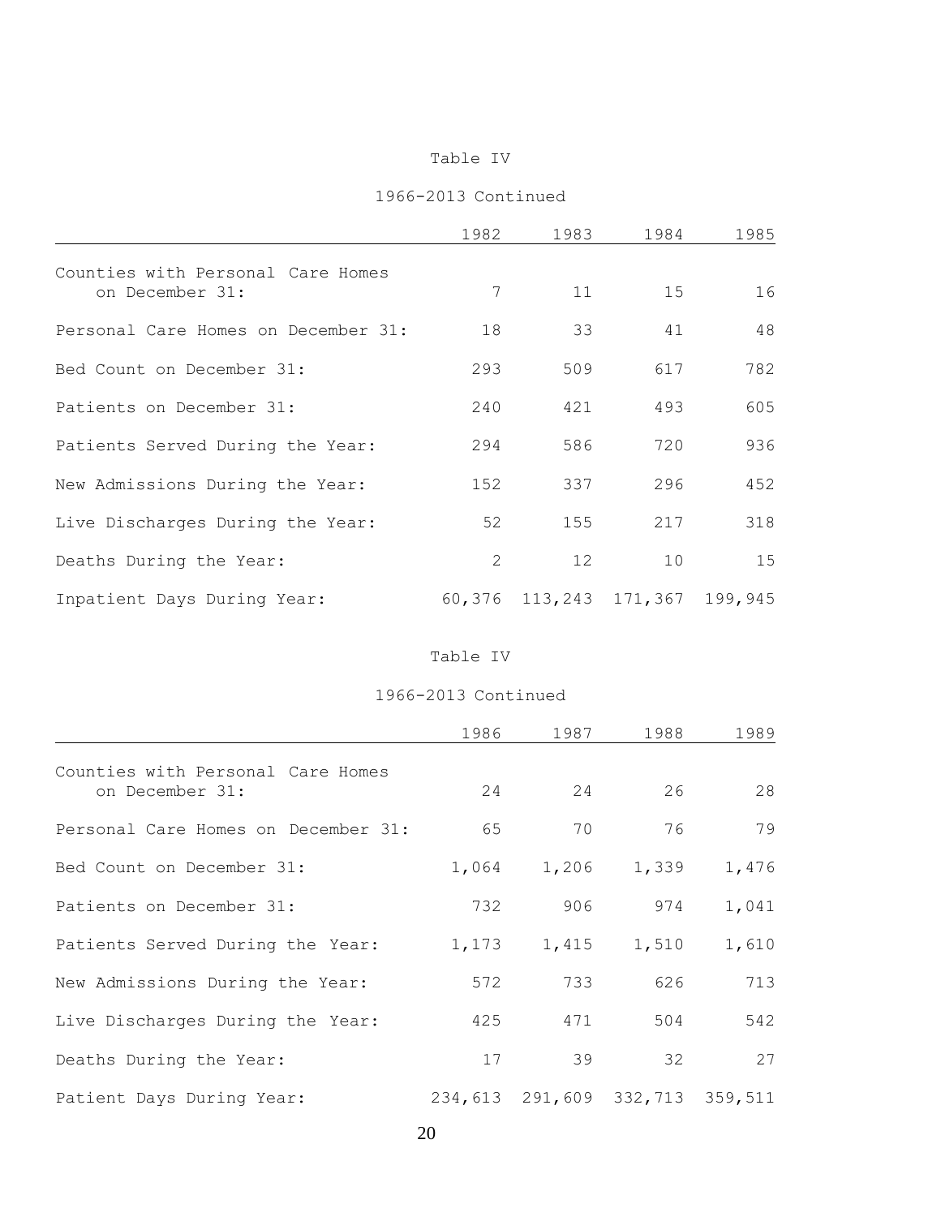Table IV

1966-2013 Continued

| | 1982 | 1983 | 1984 | 1985 |
|---|---|---|---|---|
| Counties with Personal Care Homes on December 31: | 7 | 11 | 15 | 16 |
| Personal Care Homes on December 31: | 18 | 33 | 41 | 48 |
| Bed Count on December 31: | 293 | 509 | 617 | 782 |
| Patients on December 31: | 240 | 421 | 493 | 605 |
| Patients Served During the Year: | 294 | 586 | 720 | 936 |
| New Admissions During the Year: | 152 | 337 | 296 | 452 |
| Live Discharges During the Year: | 52 | 155 | 217 | 318 |
| Deaths During the Year: | 2 | 12 | 10 | 15 |
| Inpatient Days During Year: | 60,376 | 113,243 | 171,367 | 199,945 |

Table IV

1966-2013 Continued

| | 1986 | 1987 | 1988 | 1989 |
|---|---|---|---|---|
| Counties with Personal Care Homes on December 31: | 24 | 24 | 26 | 28 |
| Personal Care Homes on December 31: | 65 | 70 | 76 | 79 |
| Bed Count on December 31: | 1,064 | 1,206 | 1,339 | 1,476 |
| Patients on December 31: | 732 | 906 | 974 | 1,041 |
| Patients Served During the Year: | 1,173 | 1,415 | 1,510 | 1,610 |
| New Admissions During the Year: | 572 | 733 | 626 | 713 |
| Live Discharges During the Year: | 425 | 471 | 504 | 542 |
| Deaths During the Year: | 17 | 39 | 32 | 27 |
| Patient Days During Year: | 234,613 | 291,609 | 332,713 | 359,511 |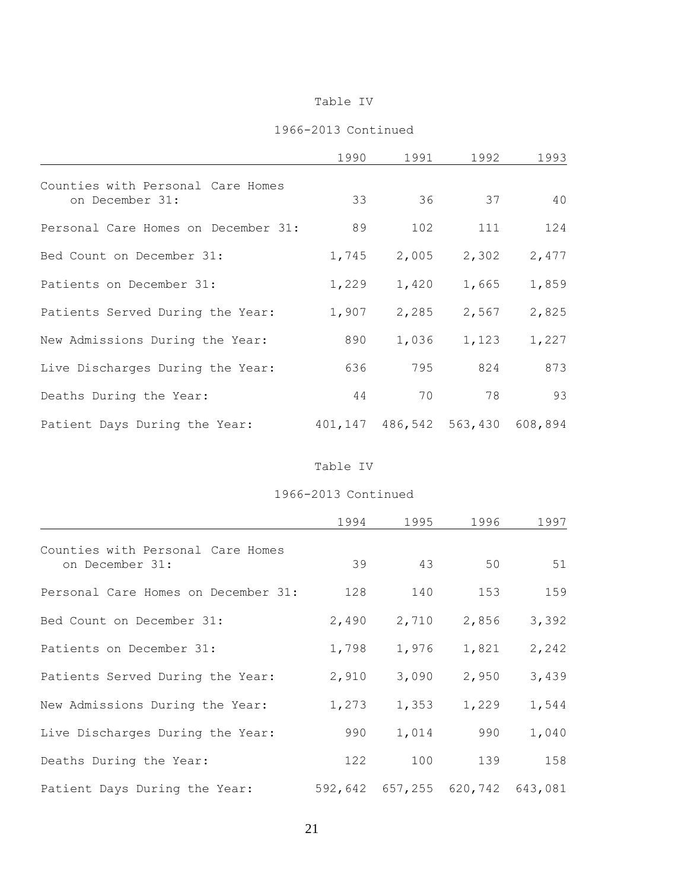Table IV

1966-2013 Continued

| | 1990 | 1991 | 1992 | 1993 |
|---|---|---|---|---|
| Counties with Personal Care Homes on December 31: | 33 | 36 | 37 | 40 |
| Personal Care Homes on December 31: | 89 | 102 | 111 | 124 |
| Bed Count on December 31: | 1,745 | 2,005 | 2,302 | 2,477 |
| Patients on December 31: | 1,229 | 1,420 | 1,665 | 1,859 |
| Patients Served During the Year: | 1,907 | 2,285 | 2,567 | 2,825 |
| New Admissions During the Year: | 890 | 1,036 | 1,123 | 1,227 |
| Live Discharges During the Year: | 636 | 795 | 824 | 873 |
| Deaths During the Year: | 44 | 70 | 78 | 93 |
| Patient Days During the Year: | 401,147 | 486,542 | 563,430 | 608,894 |

Table IV

1966-2013 Continued

| | 1994 | 1995 | 1996 | 1997 |
|---|---|---|---|---|
| Counties with Personal Care Homes on December 31: | 39 | 43 | 50 | 51 |
| Personal Care Homes on December 31: | 128 | 140 | 153 | 159 |
| Bed Count on December 31: | 2,490 | 2,710 | 2,856 | 3,392 |
| Patients on December 31: | 1,798 | 1,976 | 1,821 | 2,242 |
| Patients Served During the Year: | 2,910 | 3,090 | 2,950 | 3,439 |
| New Admissions During the Year: | 1,273 | 1,353 | 1,229 | 1,544 |
| Live Discharges During the Year: | 990 | 1,014 | 990 | 1,040 |
| Deaths During the Year: | 122 | 100 | 139 | 158 |
| Patient Days During the Year: | 592,642 | 657,255 | 620,742 | 643,081 |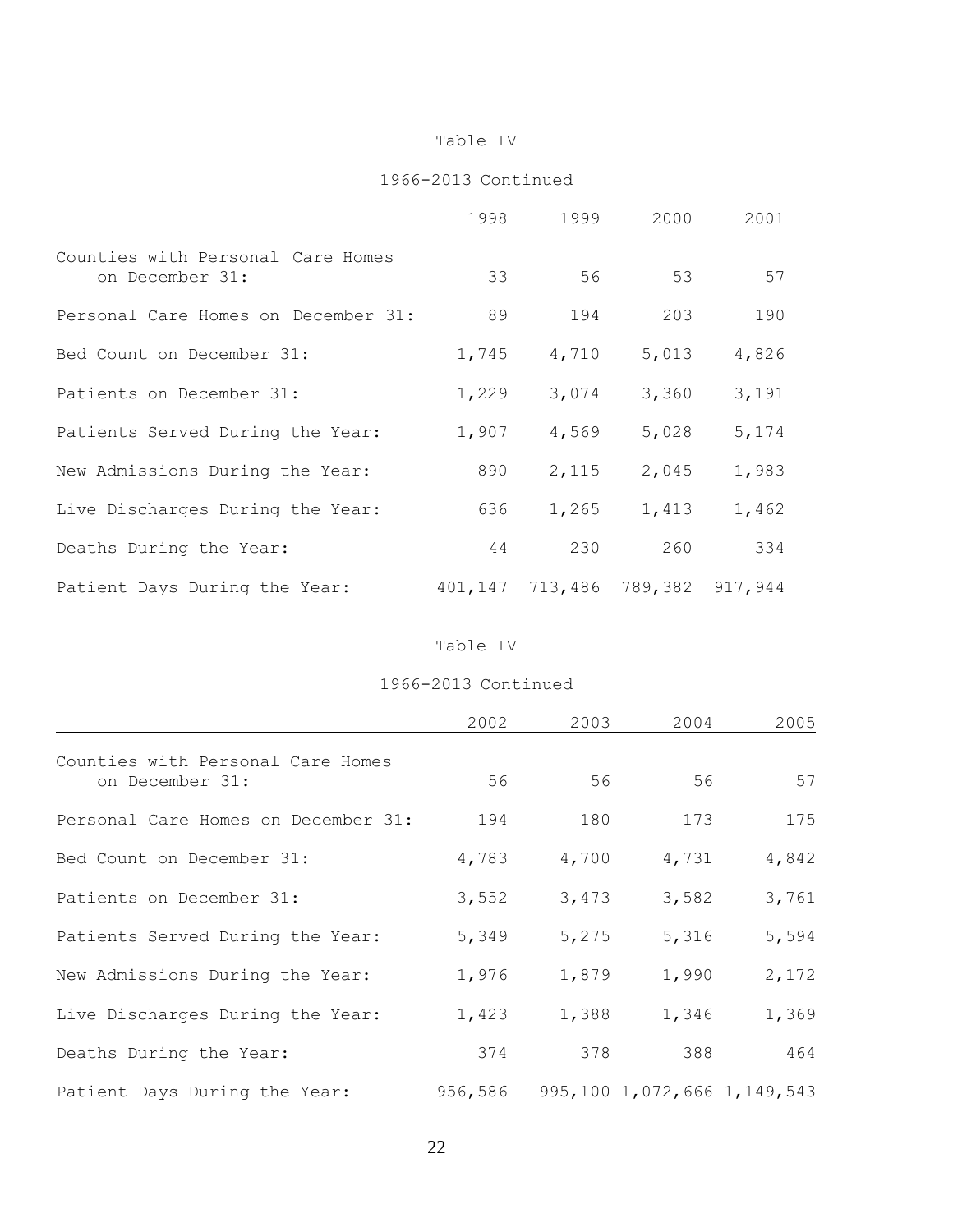Table IV

1966-2013 Continued

| | 1998 | 1999 | 2000 | 2001 |
|---|---|---|---|---|
| Counties with Personal Care Homes on December 31: | 33 | 56 | 53 | 57 |
| Personal Care Homes on December 31: | 89 | 194 | 203 | 190 |
| Bed Count on December 31: | 1,745 | 4,710 | 5,013 | 4,826 |
| Patients on December 31: | 1,229 | 3,074 | 3,360 | 3,191 |
| Patients Served During the Year: | 1,907 | 4,569 | 5,028 | 5,174 |
| New Admissions During the Year: | 890 | 2,115 | 2,045 | 1,983 |
| Live Discharges During the Year: | 636 | 1,265 | 1,413 | 1,462 |
| Deaths During the Year: | 44 | 230 | 260 | 334 |
| Patient Days During the Year: | 401,147 | 713,486 | 789,382 | 917,944 |

Table IV

1966-2013 Continued

| | 2002 | 2003 | 2004 | 2005 |
|---|---|---|---|---|
| Counties with Personal Care Homes on December 31: | 56 | 56 | 56 | 57 |
| Personal Care Homes on December 31: | 194 | 180 | 173 | 175 |
| Bed Count on December 31: | 4,783 | 4,700 | 4,731 | 4,842 |
| Patients on December 31: | 3,552 | 3,473 | 3,582 | 3,761 |
| Patients Served During the Year: | 5,349 | 5,275 | 5,316 | 5,594 |
| New Admissions During the Year: | 1,976 | 1,879 | 1,990 | 2,172 |
| Live Discharges During the Year: | 1,423 | 1,388 | 1,346 | 1,369 |
| Deaths During the Year: | 374 | 378 | 388 | 464 |
| Patient Days During the Year: | 956,586 | 995,100 | 1,072,666 | 1,149,543 |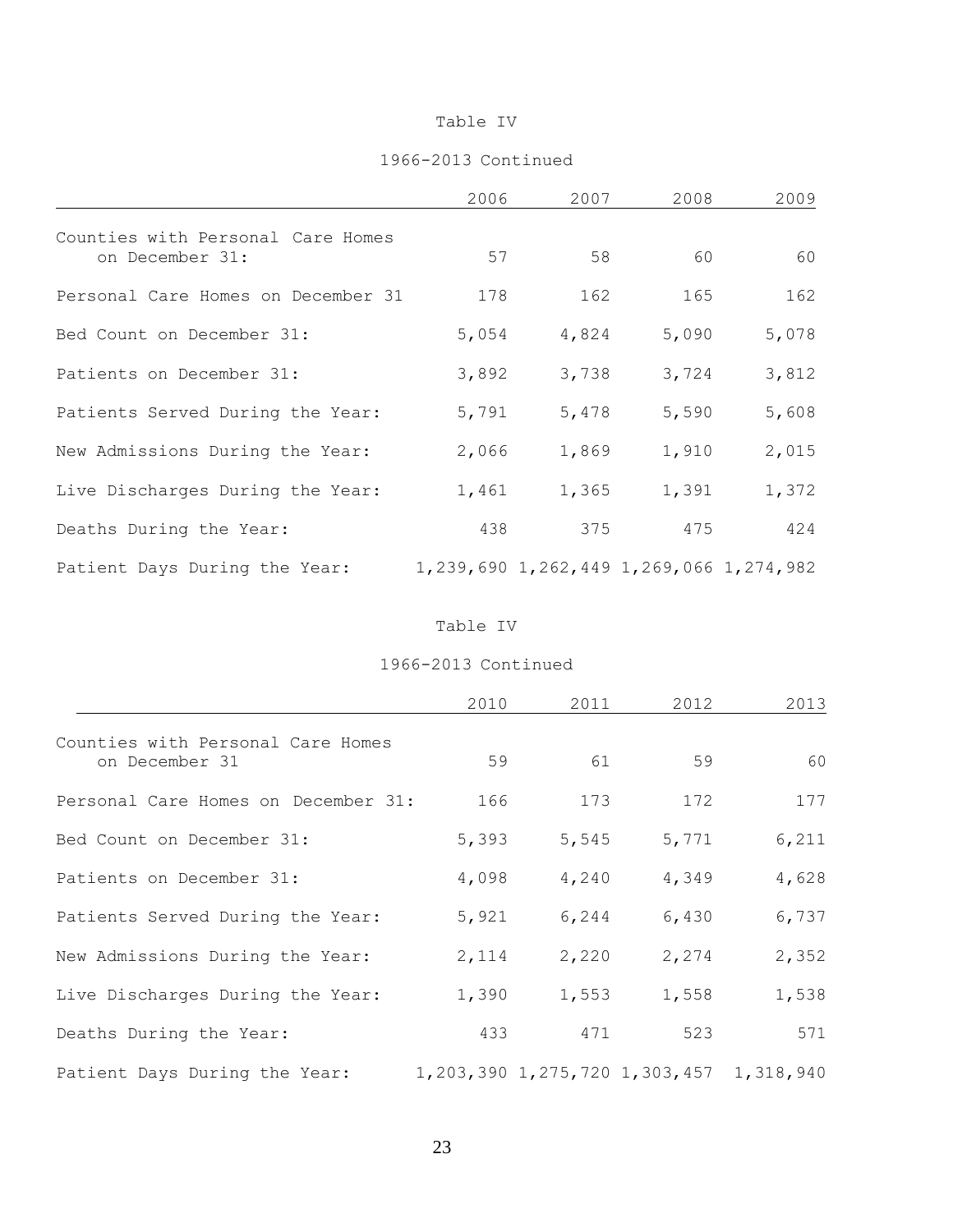Table IV

1966-2013 Continued

| | 2006 | 2007 | 2008 | 2009 |
|---|---|---|---|---|
| Counties with Personal Care Homes on December 31: | 57 | 58 | 60 | 60 |
| Personal Care Homes on December 31 | 178 | 162 | 165 | 162 |
| Bed Count on December 31: | 5,054 | 4,824 | 5,090 | 5,078 |
| Patients on December 31: | 3,892 | 3,738 | 3,724 | 3,812 |
| Patients Served During the Year: | 5,791 | 5,478 | 5,590 | 5,608 |
| New Admissions During the Year: | 2,066 | 1,869 | 1,910 | 2,015 |
| Live Discharges During the Year: | 1,461 | 1,365 | 1,391 | 1,372 |
| Deaths During the Year: | 438 | 375 | 475 | 424 |
| Patient Days During the Year: | 1,239,690 | 1,262,449 | 1,269,066 | 1,274,982 |

Table IV

1966-2013 Continued

| | 2010 | 2011 | 2012 | 2013 |
|---|---|---|---|---|
| Counties with Personal Care Homes on December 31 | 59 | 61 | 59 | 60 |
| Personal Care Homes on December 31: | 166 | 173 | 172 | 177 |
| Bed Count on December 31: | 5,393 | 5,545 | 5,771 | 6,211 |
| Patients on December 31: | 4,098 | 4,240 | 4,349 | 4,628 |
| Patients Served During the Year: | 5,921 | 6,244 | 6,430 | 6,737 |
| New Admissions During the Year: | 2,114 | 2,220 | 2,274 | 2,352 |
| Live Discharges During the Year: | 1,390 | 1,553 | 1,558 | 1,538 |
| Deaths During the Year: | 433 | 471 | 523 | 571 |
| Patient Days During the Year: | 1,203,390 | 1,275,720 | 1,303,457 | 1,318,940 |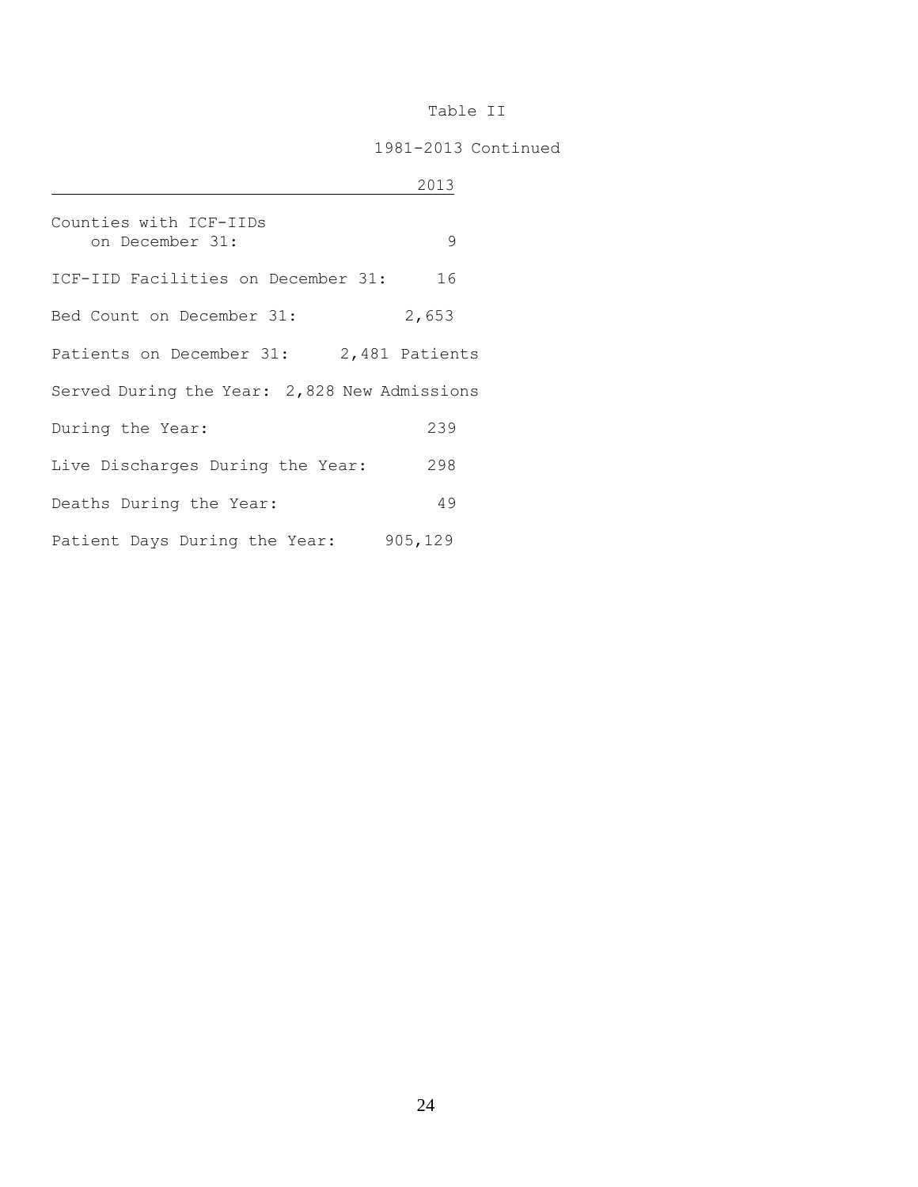Table II

1981-2013 Continued

| | 2013 |
|---|---|
| Counties with ICF-IIDs on December 31: | 9 |
| ICF-IID Facilities on December 31: | 16 |
| Bed Count on December 31: | 2,653 |
| Patients on December 31: | 2,481 Patients |
| Served During the Year: | 2,828 New Admissions |
| During the Year: | 239 |
| Live Discharges During the Year: | 298 |
| Deaths During the Year: | 49 |
| Patient Days During the Year: | 905,129 |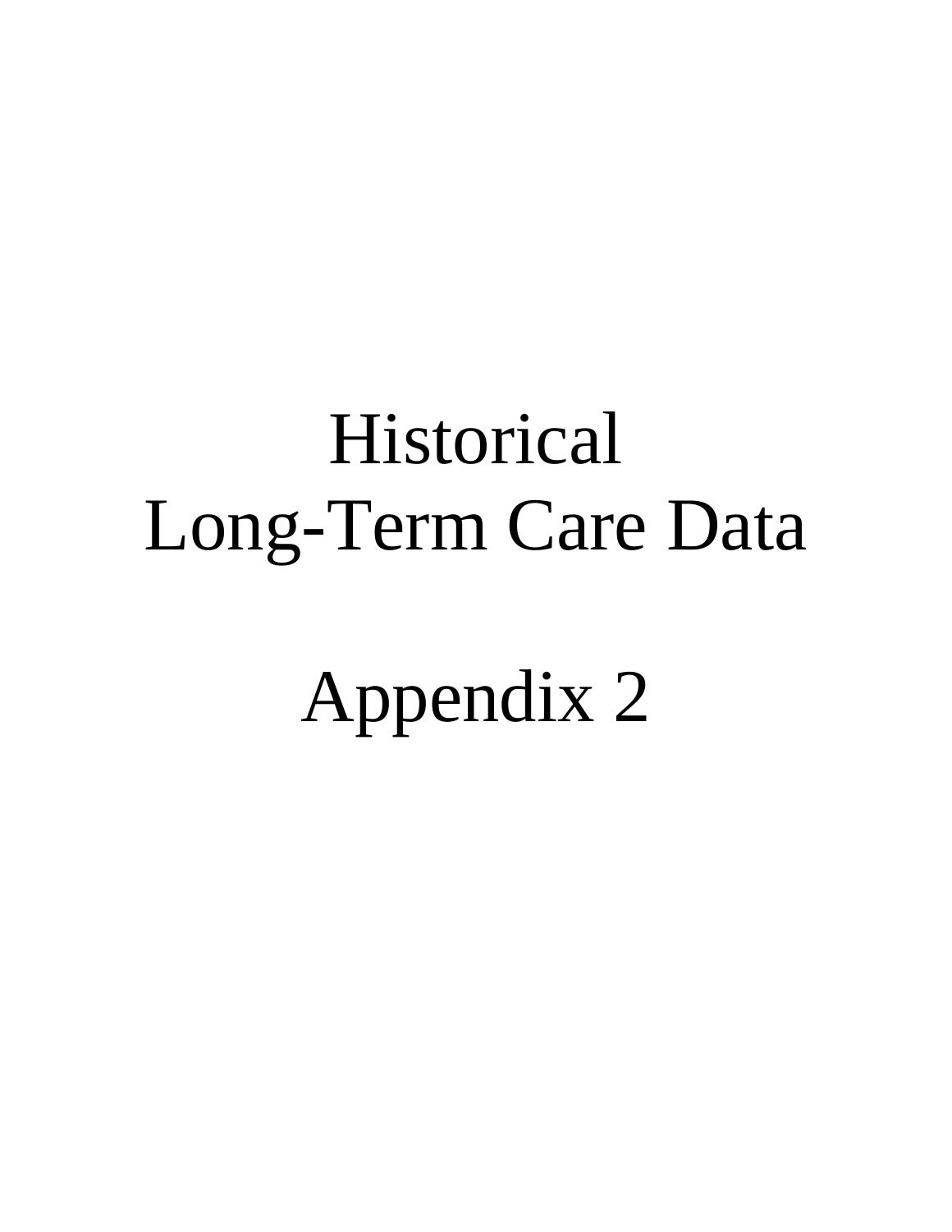# Historical Long-Term Care Data

# Appendix 2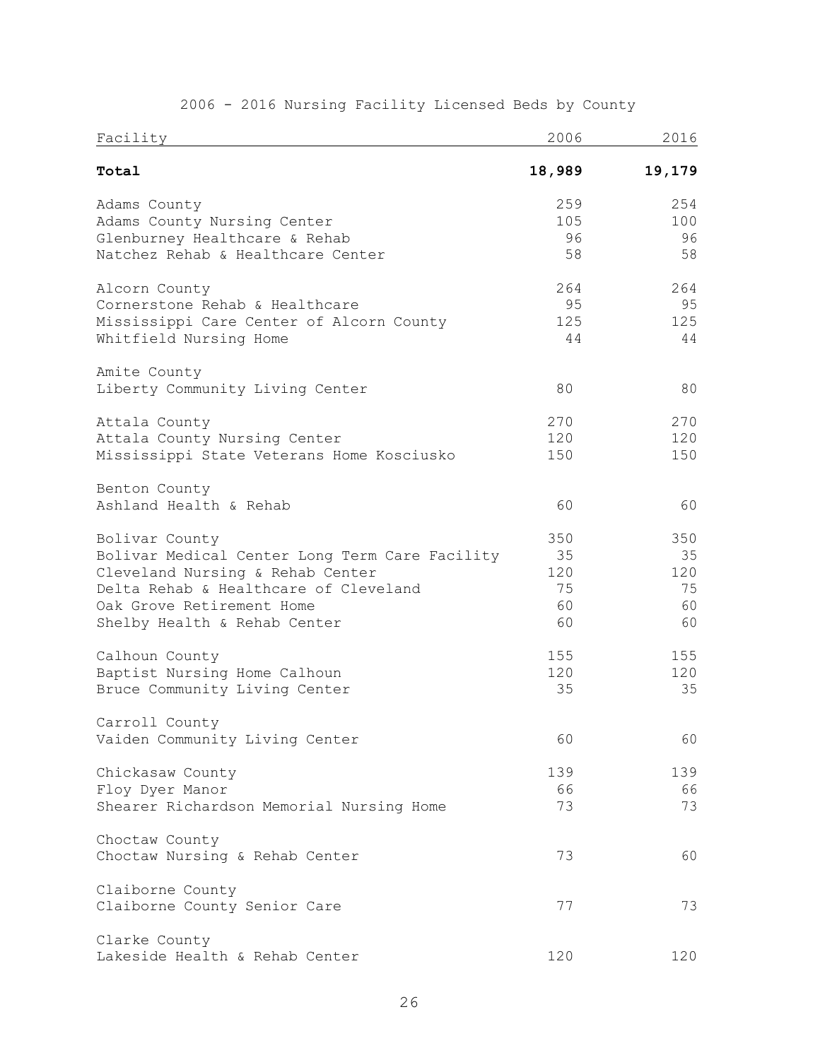2006 - 2016 Nursing Facility Licensed Beds by County

| Facility | 2006 | 2016 |
|---|---|---|
| **Total** | **18,989** | **19,179** |
| Adams County | 259 | 254 |
| Adams County Nursing Center | 105 | 100 |
| Glenburney Healthcare & Rehab | 96 | 96 |
| Natchez Rehab & Healthcare Center | 58 | 58 |
| Alcorn County | 264 | 264 |
| Cornerstone Rehab & Healthcare | 95 | 95 |
| Mississippi Care Center of Alcorn County | 125 | 125 |
| Whitfield Nursing Home | 44 | 44 |
| Amite County | | |
| Liberty Community Living Center | 80 | 80 |
| Attala County | 270 | 270 |
| Attala County Nursing Center | 120 | 120 |
| Mississippi State Veterans Home Kosciusko | 150 | 150 |
| Benton County | | |
| Ashland Health & Rehab | 60 | 60 |
| Bolivar County | 350 | 350 |
| Bolivar Medical Center Long Term Care Facility | 35 | 35 |
| Cleveland Nursing & Rehab Center | 120 | 120 |
| Delta Rehab & Healthcare of Cleveland | 75 | 75 |
| Oak Grove Retirement Home | 60 | 60 |
| Shelby Health & Rehab Center | 60 | 60 |
| Calhoun County | 155 | 155 |
| Baptist Nursing Home Calhoun | 120 | 120 |
| Bruce Community Living Center | 35 | 35 |
| Carroll County | | |
| Vaiden Community Living Center | 60 | 60 |
| Chickasaw County | 139 | 139 |
| Floy Dyer Manor | 66 | 66 |
| Shearer Richardson Memorial Nursing Home | 73 | 73 |
| Choctaw County | | |
| Choctaw Nursing & Rehab Center | 73 | 60 |
| Claiborne County | | |
| Claiborne County Senior Care | 77 | 73 |
| Clarke County | | |
| Lakeside Health & Rehab Center | 120 | 120 |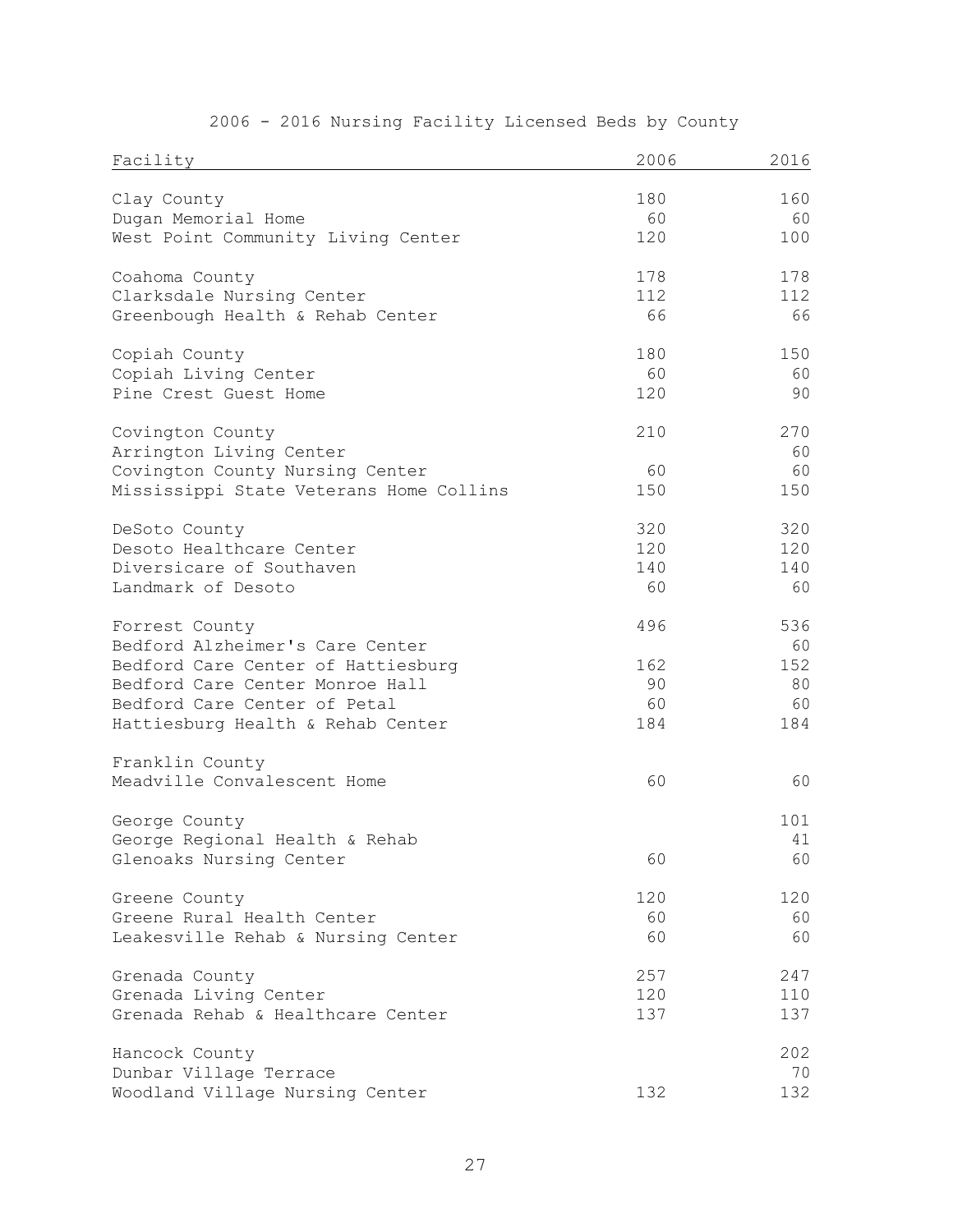# 2006 - 2016 Nursing Facility Licensed Beds by County

| Facility | 2006 | 2016 |
|---|---|---|
| Clay County | 180 | 160 |
| Dugan Memorial Home | 60 | 60 |
| West Point Community Living Center | 120 | 100 |
| | | |
| Coahoma County | 178 | 178 |
| Clarksdale Nursing Center | 112 | 112 |
| Greenbough Health & Rehab Center | 66 | 66 |
| | | |
| Copiah County | 180 | 150 |
| Copiah Living Center | 60 | 60 |
| Pine Crest Guest Home | 120 | 90 |
| | | |
| Covington County | 210 | 270 |
| Arrington Living Center | | 60 |
| Covington County Nursing Center | 60 | 60 |
| Mississippi State Veterans Home Collins | 150 | 150 |
| | | |
| DeSoto County | 320 | 320 |
| Desoto Healthcare Center | 120 | 120 |
| Diversicare of Southaven | 140 | 140 |
| Landmark of Desoto | 60 | 60 |
| | | |
| Forrest County | 496 | 536 |
| Bedford Alzheimer's Care Center | | 60 |
| Bedford Care Center of Hattiesburg | 162 | 152 |
| Bedford Care Center Monroe Hall | 90 | 80 |
| Bedford Care Center of Petal | 60 | 60 |
| Hattiesburg Health & Rehab Center | 184 | 184 |
| | | |
| Franklin County | | |
| Meadville Convalescent Home | 60 | 60 |
| | | |
| George County | | 101 |
| George Regional Health & Rehab | | 41 |
| Glenoaks Nursing Center | 60 | 60 |
| | | |
| Greene County | 120 | 120 |
| Greene Rural Health Center | 60 | 60 |
| Leakesville Rehab & Nursing Center | 60 | 60 |
| | | |
| Grenada County | 257 | 247 |
| Grenada Living Center | 120 | 110 |
| Grenada Rehab & Healthcare Center | 137 | 137 |
| | | |
| Hancock County | | 202 |
| Dunbar Village Terrace | | 70 |
| Woodland Village Nursing Center | 132 | 132 |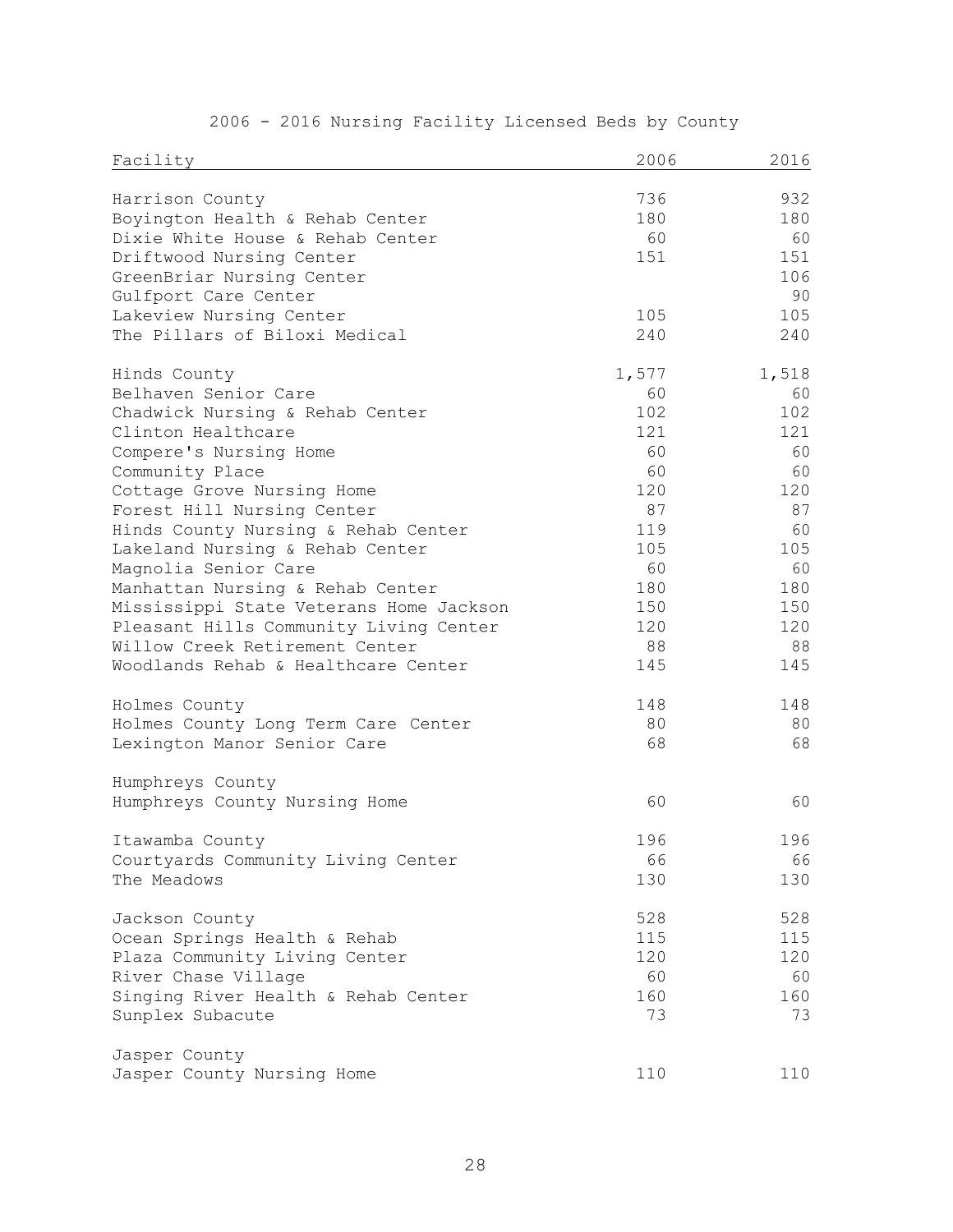# 2006 - 2016 Nursing Facility Licensed Beds by County

| Facility | 2006 | 2016 |
|---|---|---|
| Harrison County | 736 | 932 |
| Boyington Health & Rehab Center | 180 | 180 |
| Dixie White House & Rehab Center | 60 | 60 |
| Driftwood Nursing Center | 151 | 151 |
| GreenBriar Nursing Center | | 106 |
| Gulfport Care Center | | 90 |
| Lakeview Nursing Center | 105 | 105 |
| The Pillars of Biloxi Medical | 240 | 240 |
| | | |
| Hinds County | 1,577 | 1,518 |
| Belhaven Senior Care | 60 | 60 |
| Chadwick Nursing & Rehab Center | 102 | 102 |
| Clinton Healthcare | 121 | 121 |
| Compere's Nursing Home | 60 | 60 |
| Community Place | 60 | 60 |
| Cottage Grove Nursing Home | 120 | 120 |
| Forest Hill Nursing Center | 87 | 87 |
| Hinds County Nursing & Rehab Center | 119 | 60 |
| Lakeland Nursing & Rehab Center | 105 | 105 |
| Magnolia Senior Care | 60 | 60 |
| Manhattan Nursing & Rehab Center | 180 | 180 |
| Mississippi State Veterans Home Jackson | 150 | 150 |
| Pleasant Hills Community Living Center | 120 | 120 |
| Willow Creek Retirement Center | 88 | 88 |
| Woodlands Rehab & Healthcare Center | 145 | 145 |
| | | |
| Holmes County | 148 | 148 |
| Holmes County Long Term Care Center | 80 | 80 |
| Lexington Manor Senior Care | 68 | 68 |
| | | |
| Humphreys County | | |
| Humphreys County Nursing Home | 60 | 60 |
| | | |
| Itawamba County | 196 | 196 |
| Courtyards Community Living Center | 66 | 66 |
| The Meadows | 130 | 130 |
| | | |
| Jackson County | 528 | 528 |
| Ocean Springs Health & Rehab | 115 | 115 |
| Plaza Community Living Center | 120 | 120 |
| River Chase Village | 60 | 60 |
| Singing River Health & Rehab Center | 160 | 160 |
| Sunplex Subacute | 73 | 73 |
| | | |
| Jasper County | | |
| Jasper County Nursing Home | 110 | 110 |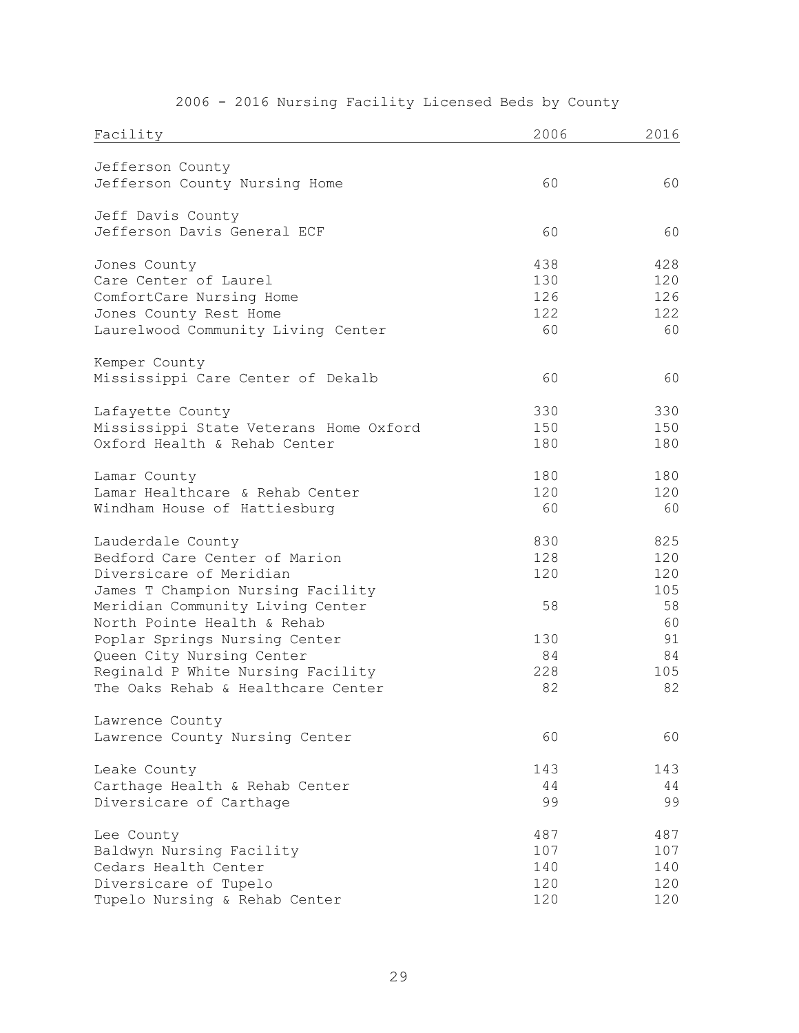# 2006 - 2016 Nursing Facility Licensed Beds by County

| Facility | 2006 | 2016 |
|---|---|---|
| Jefferson County | | |
| Jefferson County Nursing Home | 60 | 60 |
| | | |
| Jeff Davis County | | |
| Jefferson Davis General ECF | 60 | 60 |
| | | |
| Jones County | 438 | 428 |
| Care Center of Laurel | 130 | 120 |
| ComfortCare Nursing Home | 126 | 126 |
| Jones County Rest Home | 122 | 122 |
| Laurelwood Community Living Center | 60 | 60 |
| | | |
| Kemper County | | |
| Mississippi Care Center of Dekalb | 60 | 60 |
| | | |
| Lafayette County | 330 | 330 |
| Mississippi State Veterans Home Oxford | 150 | 150 |
| Oxford Health & Rehab Center | 180 | 180 |
| | | |
| Lamar County | 180 | 180 |
| Lamar Healthcare & Rehab Center | 120 | 120 |
| Windham House of Hattiesburg | 60 | 60 |
| | | |
| Lauderdale County | 830 | 825 |
| Bedford Care Center of Marion | 128 | 120 |
| Diversicare of Meridian | 120 | 120 |
| James T Champion Nursing Facility | | 105 |
| Meridian Community Living Center | 58 | 58 |
| North Pointe Health & Rehab | | 60 |
| Poplar Springs Nursing Center | 130 | 91 |
| Queen City Nursing Center | 84 | 84 |
| Reginald P White Nursing Facility | 228 | 105 |
| The Oaks Rehab & Healthcare Center | 82 | 82 |
| | | |
| Lawrence County | | |
| Lawrence County Nursing Center | 60 | 60 |
| | | |
| Leake County | 143 | 143 |
| Carthage Health & Rehab Center | 44 | 44 |
| Diversicare of Carthage | 99 | 99 |
| | | |
| Lee County | 487 | 487 |
| Baldwyn Nursing Facility | 107 | 107 |
| Cedars Health Center | 140 | 140 |
| Diversicare of Tupelo | 120 | 120 |
| Tupelo Nursing & Rehab Center | 120 | 120 |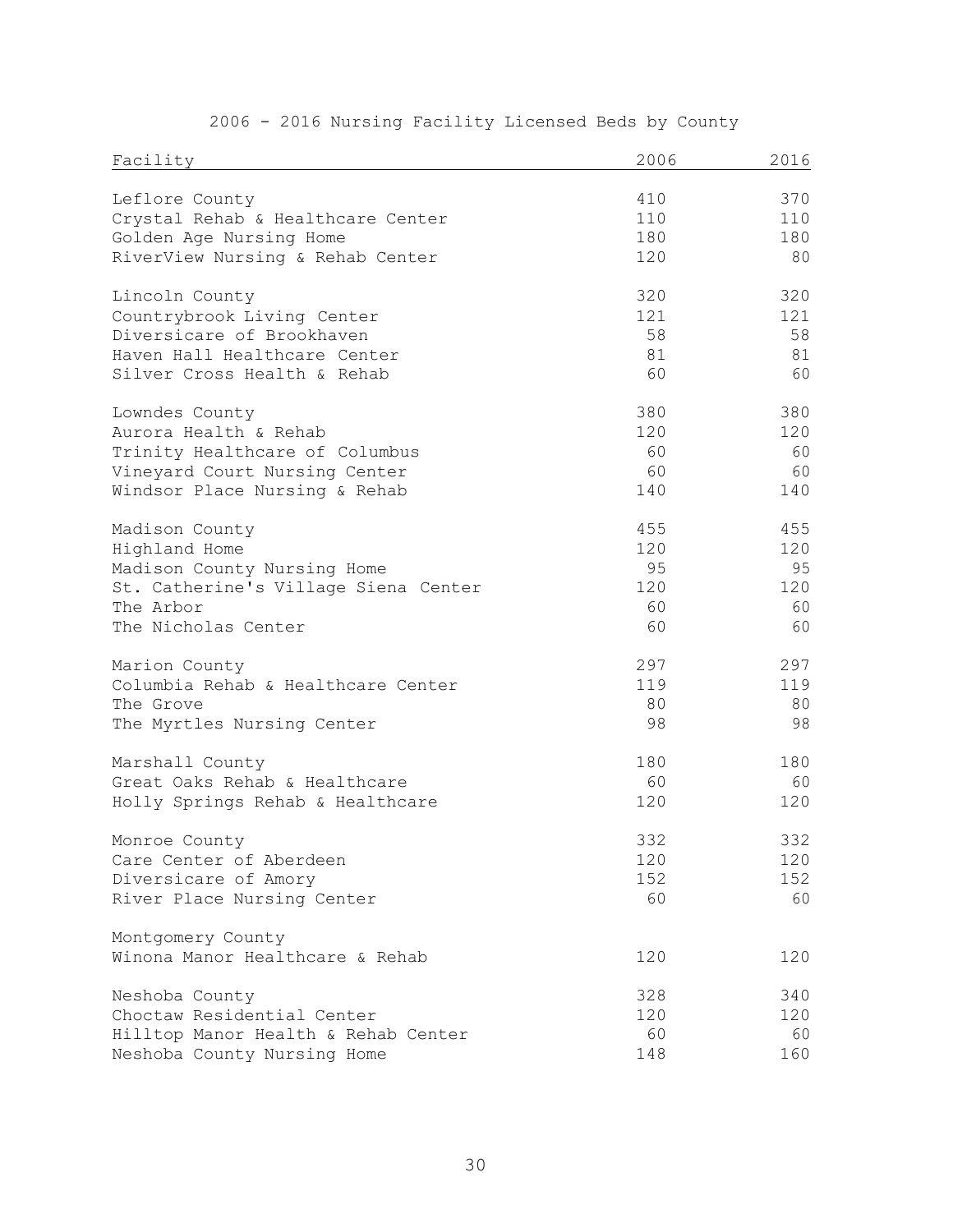# 2006 - 2016 Nursing Facility Licensed Beds by County

| Facility | 2006 | 2016 |
|---|---|---|
| Leflore County | 410 | 370 |
| Crystal Rehab & Healthcare Center | 110 | 110 |
| Golden Age Nursing Home | 180 | 180 |
| RiverView Nursing & Rehab Center | 120 | 80 |
| Lincoln County | 320 | 320 |
| Countrybrook Living Center | 121 | 121 |
| Diversicare of Brookhaven | 58 | 58 |
| Haven Hall Healthcare Center | 81 | 81 |
| Silver Cross Health & Rehab | 60 | 60 |
| Lowndes County | 380 | 380 |
| Aurora Health & Rehab | 120 | 120 |
| Trinity Healthcare of Columbus | 60 | 60 |
| Vineyard Court Nursing Center | 60 | 60 |
| Windsor Place Nursing & Rehab | 140 | 140 |
| Madison County | 455 | 455 |
| Highland Home | 120 | 120 |
| Madison County Nursing Home | 95 | 95 |
| St. Catherine's Village Siena Center | 120 | 120 |
| The Arbor | 60 | 60 |
| The Nicholas Center | 60 | 60 |
| Marion County | 297 | 297 |
| Columbia Rehab & Healthcare Center | 119 | 119 |
| The Grove | 80 | 80 |
| The Myrtles Nursing Center | 98 | 98 |
| Marshall County | 180 | 180 |
| Great Oaks Rehab & Healthcare | 60 | 60 |
| Holly Springs Rehab & Healthcare | 120 | 120 |
| Monroe County | 332 | 332 |
| Care Center of Aberdeen | 120 | 120 |
| Diversicare of Amory | 152 | 152 |
| River Place Nursing Center | 60 | 60 |
| Montgomery County | | |
| Winona Manor Healthcare & Rehab | 120 | 120 |
| Neshoba County | 328 | 340 |
| Choctaw Residential Center | 120 | 120 |
| Hilltop Manor Health & Rehab Center | 60 | 60 |
| Neshoba County Nursing Home | 148 | 160 |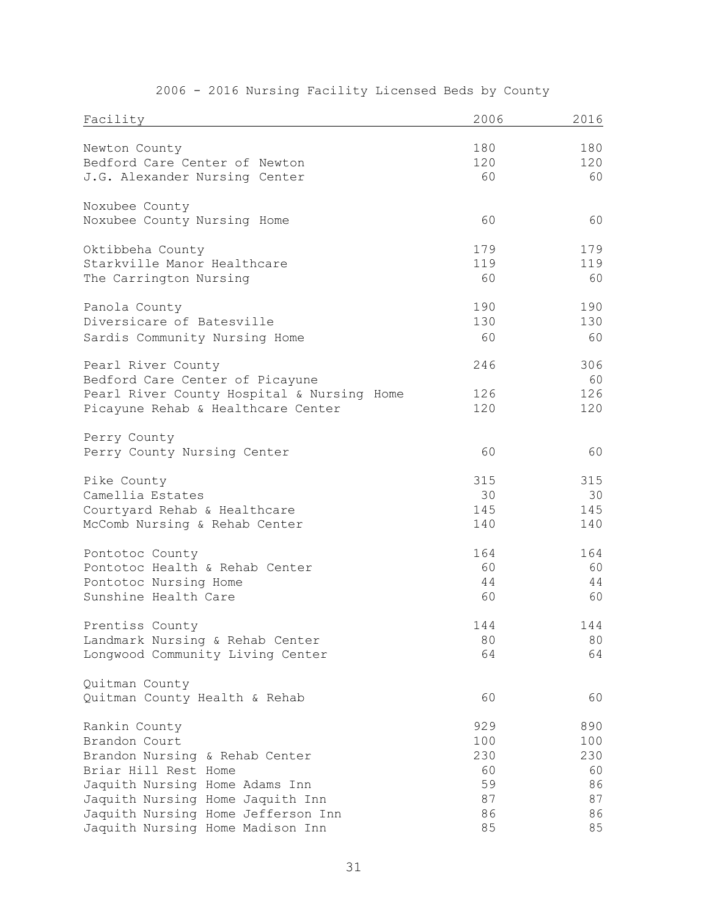## 2006 - 2016 Nursing Facility Licensed Beds by County

| Facility | 2006 | 2016 |
|---|---|---|
| Newton County | 180 | 180 |
| Bedford Care Center of Newton | 120 | 120 |
| J.G. Alexander Nursing Center | 60 | 60 |
| | | |
| Noxubee County | | |
| Noxubee County Nursing Home | 60 | 60 |
| | | |
| Oktibbeha County | 179 | 179 |
| Starkville Manor Healthcare | 119 | 119 |
| The Carrington Nursing | 60 | 60 |
| | | |
| Panola County | 190 | 190 |
| Diversicare of Batesville | 130 | 130 |
| Sardis Community Nursing Home | 60 | 60 |
| | | |
| Pearl River County | 246 | 306 |
| Bedford Care Center of Picayune | | 60 |
| Pearl River County Hospital & Nursing Home | 126 | 126 |
| Picayune Rehab & Healthcare Center | 120 | 120 |
| | | |
| Perry County | | |
| Perry County Nursing Center | 60 | 60 |
| | | |
| Pike County | 315 | 315 |
| Camellia Estates | 30 | 30 |
| Courtyard Rehab & Healthcare | 145 | 145 |
| McComb Nursing & Rehab Center | 140 | 140 |
| | | |
| Pontotoc County | 164 | 164 |
| Pontotoc Health & Rehab Center | 60 | 60 |
| Pontotoc Nursing Home | 44 | 44 |
| Sunshine Health Care | 60 | 60 |
| | | |
| Prentiss County | 144 | 144 |
| Landmark Nursing & Rehab Center | 80 | 80 |
| Longwood Community Living Center | 64 | 64 |
| | | |
| Quitman County | | |
| Quitman County Health & Rehab | 60 | 60 |
| | | |
| Rankin County | 929 | 890 |
| Brandon Court | 100 | 100 |
| Brandon Nursing & Rehab Center | 230 | 230 |
| Briar Hill Rest Home | 60 | 60 |
| Jaquith Nursing Home Adams Inn | 59 | 86 |
| Jaquith Nursing Home Jaquith Inn | 87 | 87 |
| Jaquith Nursing Home Jefferson Inn | 86 | 86 |
| Jaquith Nursing Home Madison Inn | 85 | 85 |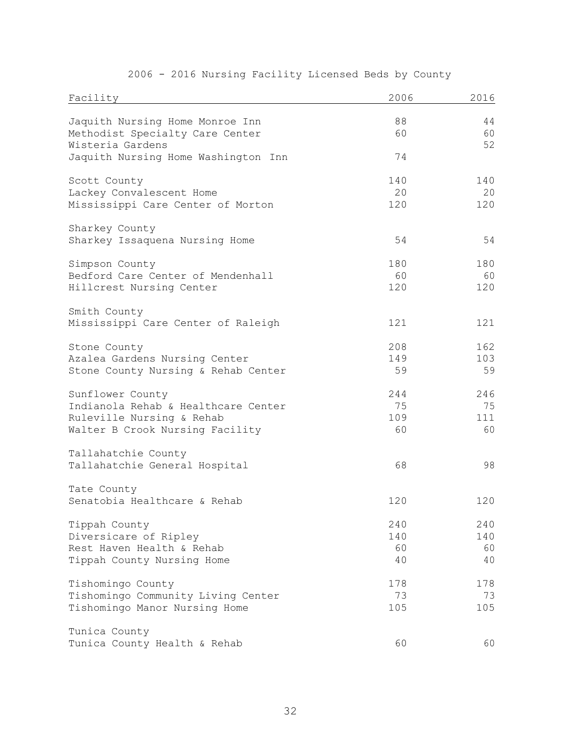2006 - 2016 Nursing Facility Licensed Beds by County

| Facility | 2006 | 2016 |
|---|---|---|
| Jaquith Nursing Home Monroe Inn | 88 | 44 |
| Methodist Specialty Care Center | 60 | 60 |
| Wisteria Gardens | | 52 |
| Jaquith Nursing Home Washington Inn | 74 | |
| | | |
| Scott County | 140 | 140 |
| Lackey Convalescent Home | 20 | 20 |
| Mississippi Care Center of Morton | 120 | 120 |
| | | |
| Sharkey County | | |
| Sharkey Issaquena Nursing Home | 54 | 54 |
| | | |
| Simpson County | 180 | 180 |
| Bedford Care Center of Mendenhall | 60 | 60 |
| Hillcrest Nursing Center | 120 | 120 |
| | | |
| Smith County | | |
| Mississippi Care Center of Raleigh | 121 | 121 |
| | | |
| Stone County | 208 | 162 |
| Azalea Gardens Nursing Center | 149 | 103 |
| Stone County Nursing & Rehab Center | 59 | 59 |
| | | |
| Sunflower County | 244 | 246 |
| Indianola Rehab & Healthcare Center | 75 | 75 |
| Ruleville Nursing & Rehab | 109 | 111 |
| Walter B Crook Nursing Facility | 60 | 60 |
| | | |
| Tallahatchie County | | |
| Tallahatchie General Hospital | 68 | 98 |
| | | |
| Tate County | | |
| Senatobia Healthcare & Rehab | 120 | 120 |
| | | |
| Tippah County | 240 | 240 |
| Diversicare of Ripley | 140 | 140 |
| Rest Haven Health & Rehab | 60 | 60 |
| Tippah County Nursing Home | 40 | 40 |
| | | |
| Tishomingo County | 178 | 178 |
| Tishomingo Community Living Center | 73 | 73 |
| Tishomingo Manor Nursing Home | 105 | 105 |
| | | |
| Tunica County | | |
| Tunica County Health & Rehab | 60 | 60 |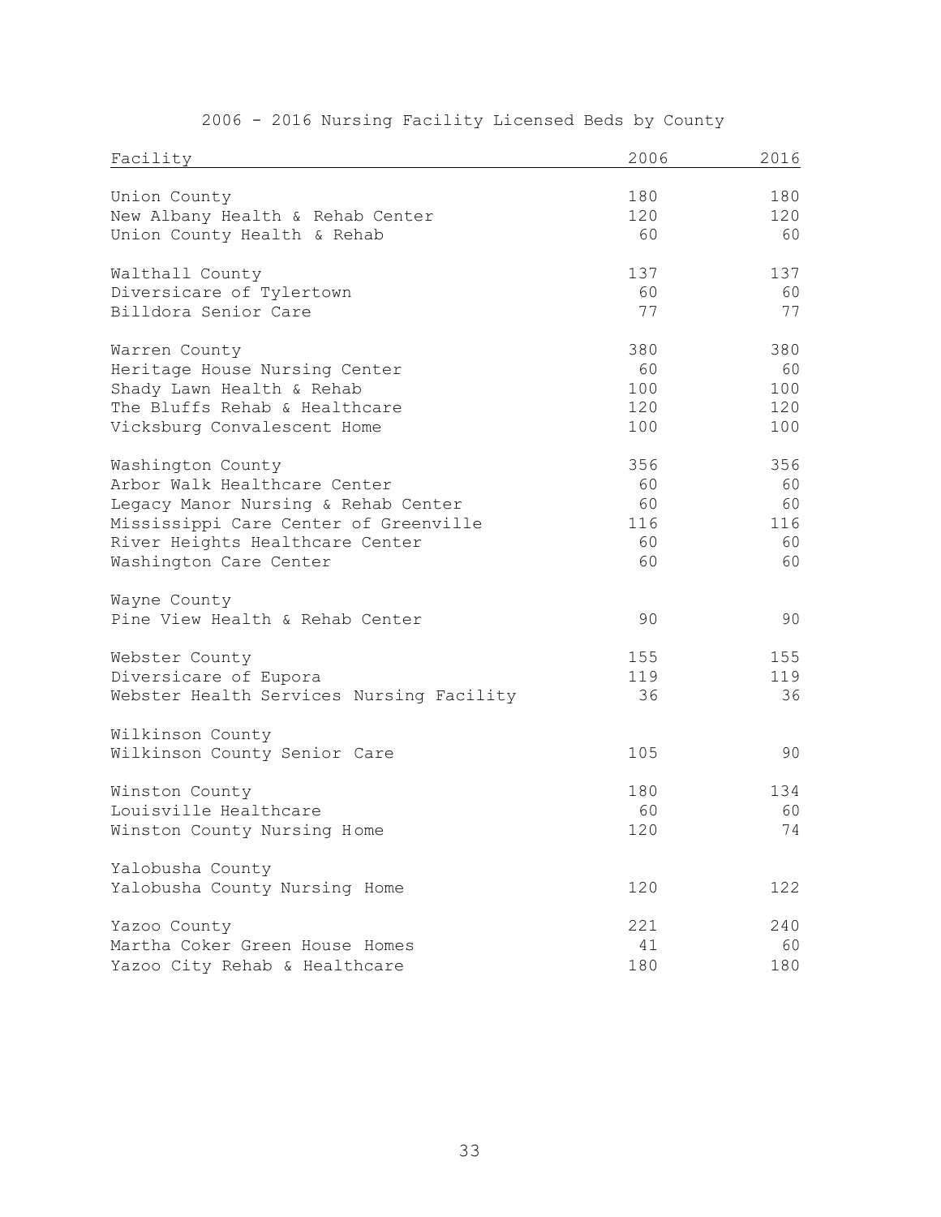2006 - 2016 Nursing Facility Licensed Beds by County

| Facility | 2006 | 2016 |
|---|---|---|
| Union County | 180 | 180 |
| New Albany Health & Rehab Center | 120 | 120 |
| Union County Health & Rehab | 60 | 60 |
| | | |
| Walthall County | 137 | 137 |
| Diversicare of Tylertown | 60 | 60 |
| Billdora Senior Care | 77 | 77 |
| | | |
| Warren County | 380 | 380 |
| Heritage House Nursing Center | 60 | 60 |
| Shady Lawn Health & Rehab | 100 | 100 |
| The Bluffs Rehab & Healthcare | 120 | 120 |
| Vicksburg Convalescent Home | 100 | 100 |
| | | |
| Washington County | 356 | 356 |
| Arbor Walk Healthcare Center | 60 | 60 |
| Legacy Manor Nursing & Rehab Center | 60 | 60 |
| Mississippi Care Center of Greenville | 116 | 116 |
| River Heights Healthcare Center | 60 | 60 |
| Washington Care Center | 60 | 60 |
| | | |
| Wayne County | | |
| Pine View Health & Rehab Center | 90 | 90 |
| | | |
| Webster County | 155 | 155 |
| Diversicare of Eupora | 119 | 119 |
| Webster Health Services Nursing Facility | 36 | 36 |
| | | |
| Wilkinson County | | |
| Wilkinson County Senior Care | 105 | 90 |
| | | |
| Winston County | 180 | 134 |
| Louisville Healthcare | 60 | 60 |
| Winston County Nursing Home | 120 | 74 |
| | | |
| Yalobusha County | | |
| Yalobusha County Nursing Home | 120 | 122 |
| | | |
| Yazoo County | 221 | 240 |
| Martha Coker Green House Homes | 41 | 60 |
| Yazoo City Rehab & Healthcare | 180 | 180 |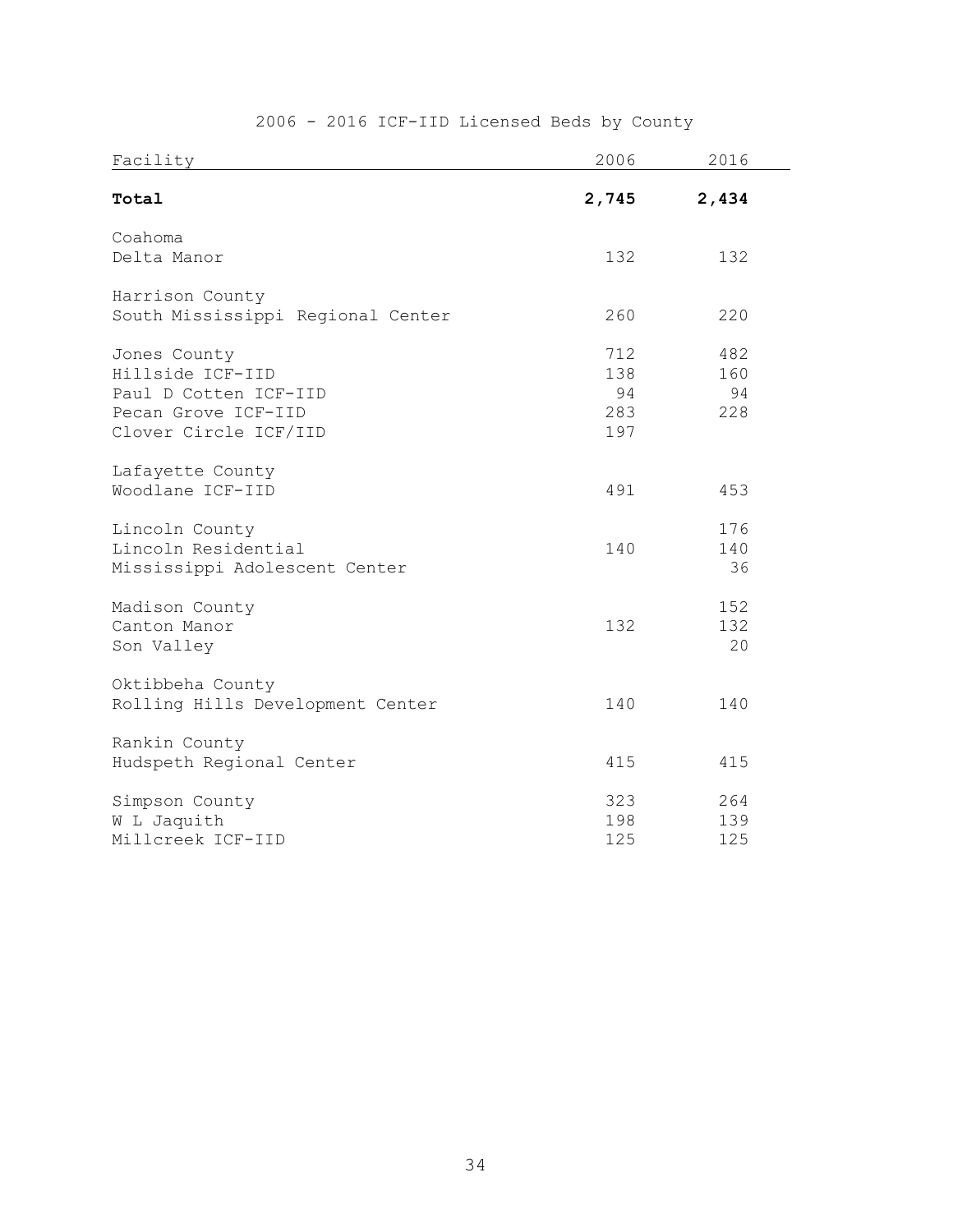# 2006 - 2016 ICF-IID Licensed Beds by County

| Facility | 2006 | 2016 |
|---|---|---|
| **Total** | **2,745** | **2,434** |
| Coahoma | | |
| Delta Manor | 132 | 132 |
| Harrison County | | |
| South Mississippi Regional Center | 260 | 220 |
| Jones County | 712 | 482 |
| Hillside ICF-IID | 138 | 160 |
| Paul D Cotten ICF-IID | 94 | 94 |
| Pecan Grove ICF-IID | 283 | 228 |
| Clover Circle ICF/IID | 197 | |
| Lafayette County | | |
| Woodlane ICF-IID | 491 | 453 |
| Lincoln County | | 176 |
| Lincoln Residential | 140 | 140 |
| Mississippi Adolescent Center | | 36 |
| Madison County | | 152 |
| Canton Manor | 132 | 132 |
| Son Valley | | 20 |
| Oktibbeha County | | |
| Rolling Hills Development Center | 140 | 140 |
| Rankin County | | |
| Hudspeth Regional Center | 415 | 415 |
| Simpson County | 323 | 264 |
| W L Jaquith | 198 | 139 |
| Millcreek ICF-IID | 125 | 125 |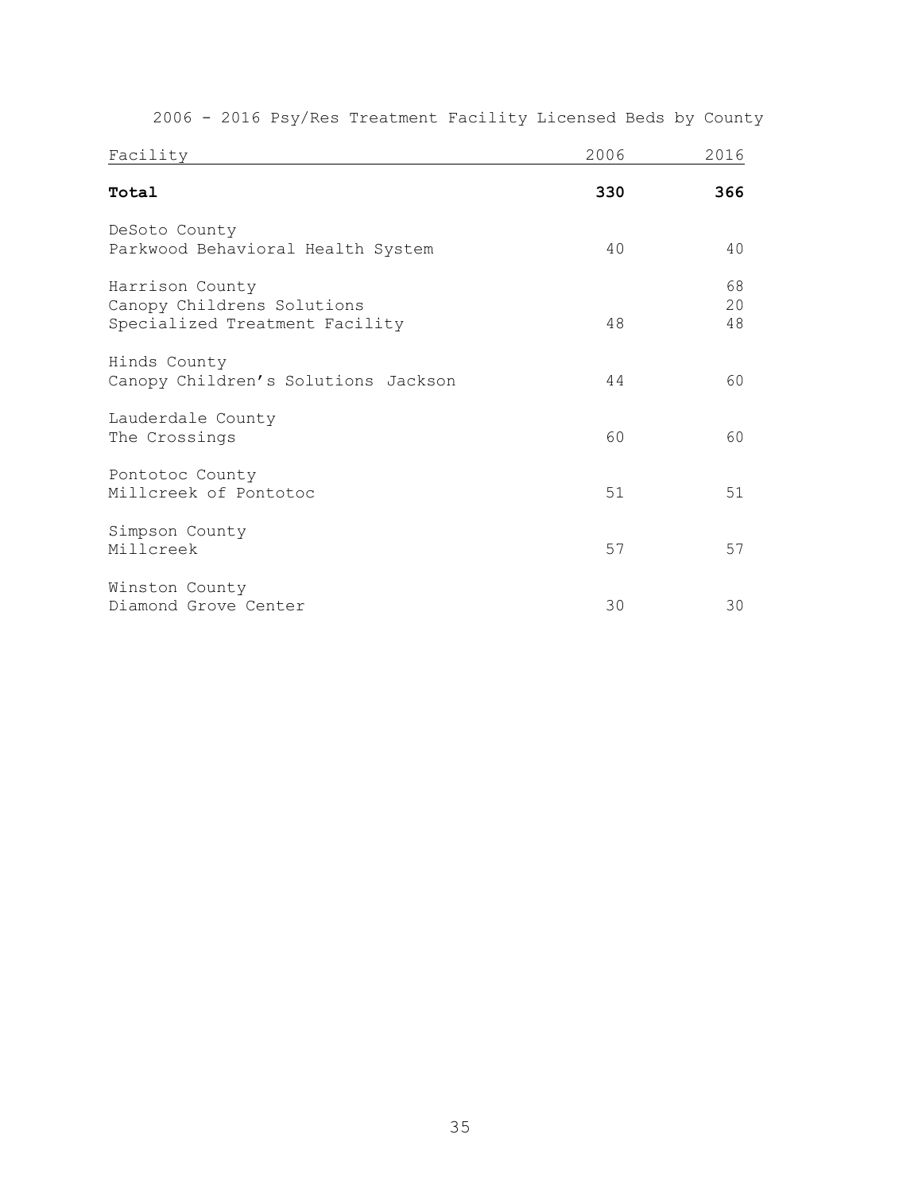2006 - 2016 Psy/Res Treatment Facility Licensed Beds by County

| Facility | 2006 | 2016 |
|---|---|---|
| **Total** | **330** | **366** |
| DeSoto County | | |
| Parkwood Behavioral Health System | 40 | 40 |
| Harrison County | | 68 |
| Canopy Childrens Solutions | | 20 |
| Specialized Treatment Facility | 48 | 48 |
| Hinds County | | |
| Canopy Children's Solutions Jackson | 44 | 60 |
| Lauderdale County | | |
| The Crossings | 60 | 60 |
| Pontotoc County | | |
| Millcreek of Pontotoc | 51 | 51 |
| Simpson County | | |
| Millcreek | 57 | 57 |
| Winston County | | |
| Diamond Grove Center | 30 | 30 |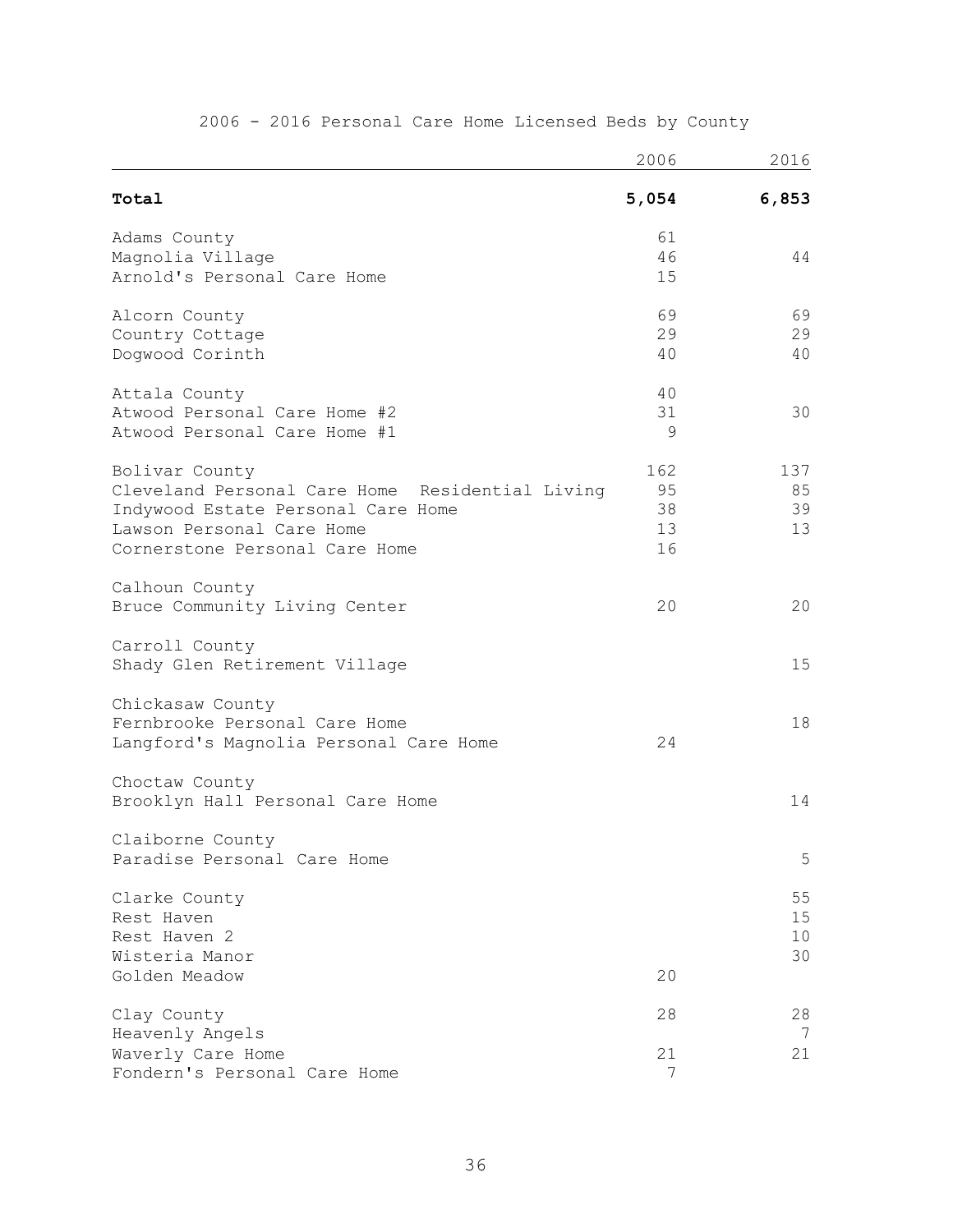# 2006 - 2016 Personal Care Home Licensed Beds by County

| | 2006 | 2016 |
|---|---|---|
| **Total** | **5,054** | **6,853** |
| Adams County | 61 | |
| Magnolia Village | 46 | 44 |
| Arnold's Personal Care Home | 15 | |
| Alcorn County | 69 | 69 |
| Country Cottage | 29 | 29 |
| Dogwood Corinth | 40 | 40 |
| Attala County | 40 | |
| Atwood Personal Care Home #2 | 31 | 30 |
| Atwood Personal Care Home #1 | 9 | |
| Bolivar County | 162 | 137 |
| Cleveland Personal Care Home Residential Living | 95 | 85 |
| Indywood Estate Personal Care Home | 38 | 39 |
| Lawson Personal Care Home | 13 | 13 |
| Cornerstone Personal Care Home | 16 | |
| Calhoun County | | |
| Bruce Community Living Center | 20 | 20 |
| Carroll County | | |
| Shady Glen Retirement Village | | 15 |
| Chickasaw County | | |
| Fernbrooke Personal Care Home | | 18 |
| Langford's Magnolia Personal Care Home | 24 | |
| Choctaw County | | |
| Brooklyn Hall Personal Care Home | | 14 |
| Claiborne County | | |
| Paradise Personal Care Home | | 5 |
| Clarke County | | 55 |
| Rest Haven | | 15 |
| Rest Haven 2 | | 10 |
| Wisteria Manor | | 30 |
| Golden Meadow | 20 | |
| Clay County | 28 | 28 |
| Heavenly Angels | | 7 |
| Waverly Care Home | 21 | 21 |
| Fondern's Personal Care Home | 7 | |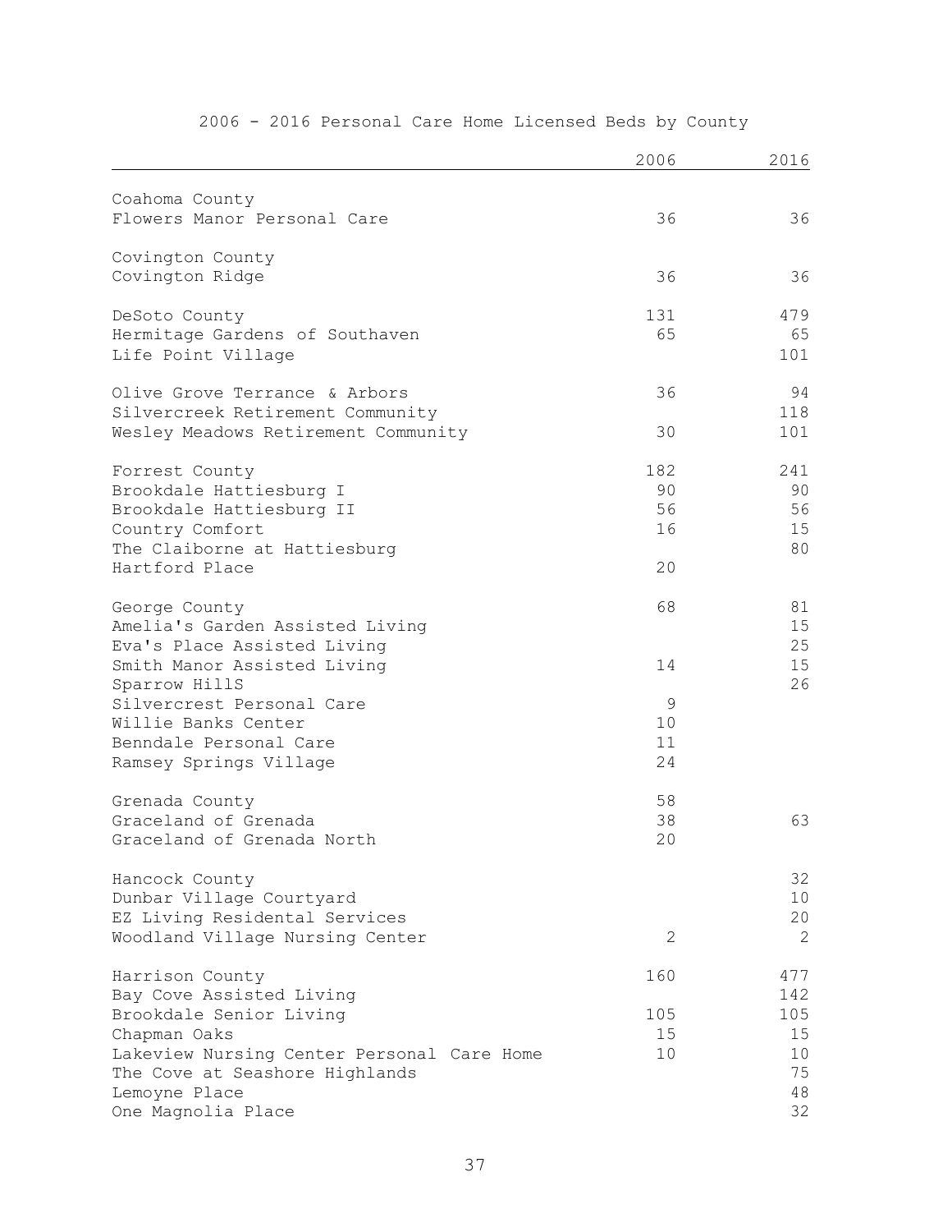2006 - 2016 Personal Care Home Licensed Beds by County

| | 2006 | 2016 |
|---|---|---|
| Coahoma County | | |
| Flowers Manor Personal Care | 36 | 36 |
| | | |
| Covington County | | |
| Covington Ridge | 36 | 36 |
| | | |
| DeSoto County | 131 | 479 |
| Hermitage Gardens of Southaven | 65 | 65 |
| Life Point Village | | 101 |
| | | |
| Olive Grove Terrance & Arbors | 36 | 94 |
| Silvercreek Retirement Community | | 118 |
| Wesley Meadows Retirement Community | 30 | 101 |
| | | |
| Forrest County | 182 | 241 |
| Brookdale Hattiesburg I | 90 | 90 |
| Brookdale Hattiesburg II | 56 | 56 |
| Country Comfort | 16 | 15 |
| The Claiborne at Hattiesburg | | 80 |
| Hartford Place | 20 | |
| | | |
| George County | 68 | 81 |
| Amelia's Garden Assisted Living | | 15 |
| Eva's Place Assisted Living | | 25 |
| Smith Manor Assisted Living | 14 | 15 |
| Sparrow HillS | | 26 |
| Silvercrest Personal Care | 9 | |
| Willie Banks Center | 10 | |
| Benndale Personal Care | 11 | |
| Ramsey Springs Village | 24 | |
| | | |
| Grenada County | 58 | |
| Graceland of Grenada | 38 | 63 |
| Graceland of Grenada North | 20 | |
| | | |
| Hancock County | | 32 |
| Dunbar Village Courtyard | | 10 |
| EZ Living Residental Services | | 20 |
| Woodland Village Nursing Center | 2 | 2 |
| | | |
| Harrison County | 160 | 477 |
| Bay Cove Assisted Living | | 142 |
| Brookdale Senior Living | 105 | 105 |
| Chapman Oaks | 15 | 15 |
| Lakeview Nursing Center Personal Care Home | 10 | 10 |
| The Cove at Seashore Highlands | | 75 |
| Lemoyne Place | | 48 |
| One Magnolia Place | | 32 |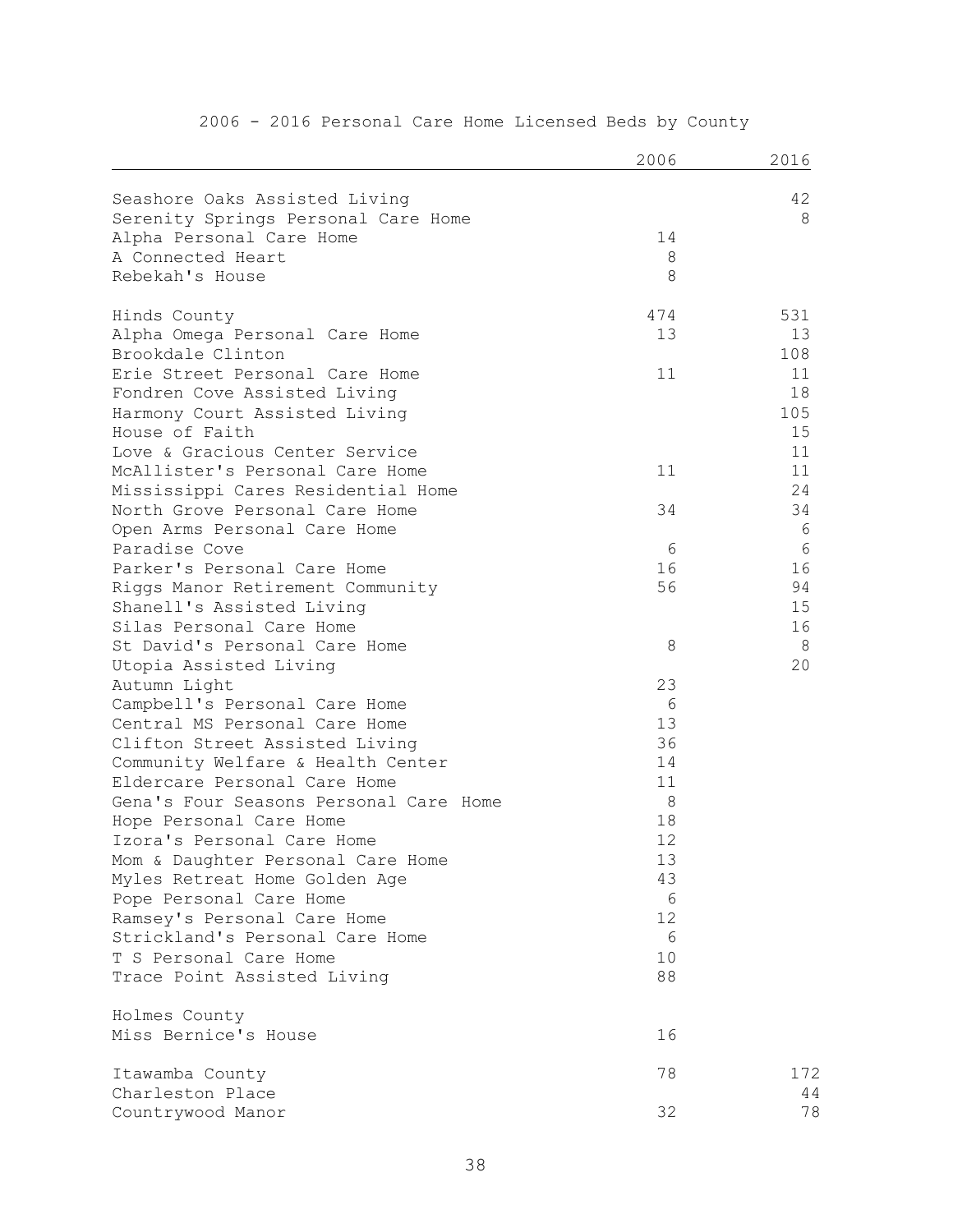# 2006 - 2016 Personal Care Home Licensed Beds by County

| | 2006 | 2016 |
|---|---|---|
| Seashore Oaks Assisted Living | | 42 |
| Serenity Springs Personal Care Home | | 8 |
| Alpha Personal Care Home | 14 | |
| A Connected Heart | 8 | |
| Rebekah's House | 8 | |
| | | |
| Hinds County | 474 | 531 |
| Alpha Omega Personal Care Home | 13 | 13 |
| Brookdale Clinton | | 108 |
| Erie Street Personal Care Home | 11 | 11 |
| Fondren Cove Assisted Living | | 18 |
| Harmony Court Assisted Living | | 105 |
| House of Faith | | 15 |
| Love & Gracious Center Service | | 11 |
| McAllister's Personal Care Home | 11 | 11 |
| Mississippi Cares Residential Home | | 24 |
| North Grove Personal Care Home | 34 | 34 |
| Open Arms Personal Care Home | | 6 |
| Paradise Cove | 6 | 6 |
| Parker's Personal Care Home | 16 | 16 |
| Riggs Manor Retirement Community | 56 | 94 |
| Shanell's Assisted Living | | 15 |
| Silas Personal Care Home | | 16 |
| St David's Personal Care Home | 8 | 8 |
| Utopia Assisted Living | | 20 |
| Autumn Light | 23 | |
| Campbell's Personal Care Home | 6 | |
| Central MS Personal Care Home | 13 | |
| Clifton Street Assisted Living | 36 | |
| Community Welfare & Health Center | 14 | |
| Eldercare Personal Care Home | 11 | |
| Gena's Four Seasons Personal Care Home | 8 | |
| Hope Personal Care Home | 18 | |
| Izora's Personal Care Home | 12 | |
| Mom & Daughter Personal Care Home | 13 | |
| Myles Retreat Home Golden Age | 43 | |
| Pope Personal Care Home | 6 | |
| Ramsey's Personal Care Home | 12 | |
| Strickland's Personal Care Home | 6 | |
| T S Personal Care Home | 10 | |
| Trace Point Assisted Living | 88 | |
| | | |
| Holmes County | | |
| Miss Bernice's House | 16 | |
| | | |
| Itawamba County | 78 | 172 |
| Charleston Place | | 44 |
| Countrywood Manor | 32 | 78 |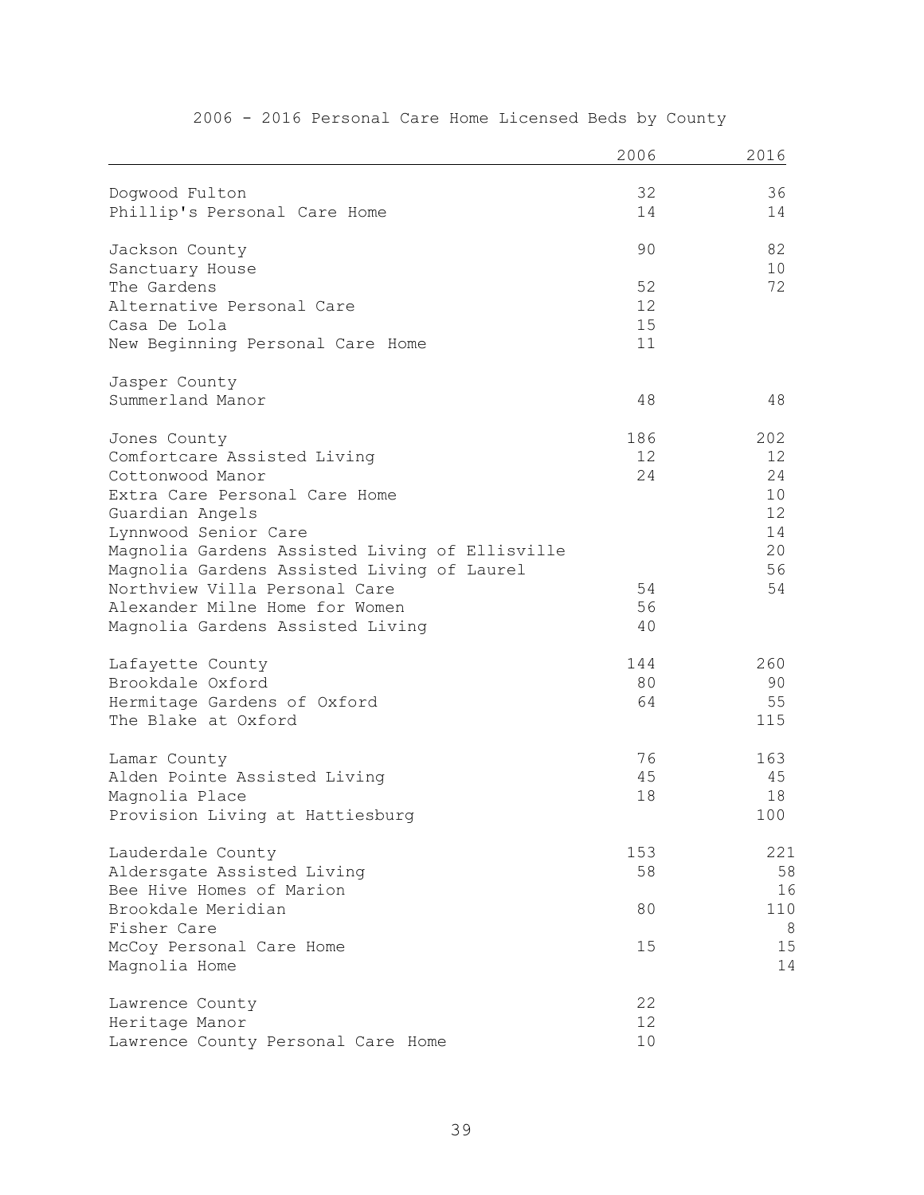2006 - 2016 Personal Care Home Licensed Beds by County

| | 2006 | 2016 |
|---|---|---|
| Dogwood Fulton | 32 | 36 |
| Phillip's Personal Care Home | 14 | 14 |
| | | |
| Jackson County | 90 | 82 |
| Sanctuary House | | 10 |
| The Gardens | 52 | 72 |
| Alternative Personal Care | 12 | |
| Casa De Lola | 15 | |
| New Beginning Personal Care Home | 11 | |
| | | |
| Jasper County | | |
| Summerland Manor | 48 | 48 |
| | | |
| Jones County | 186 | 202 |
| Comfortcare Assisted Living | 12 | 12 |
| Cottonwood Manor | 24 | 24 |
| Extra Care Personal Care Home | | 10 |
| Guardian Angels | | 12 |
| Lynnwood Senior Care | | 14 |
| Magnolia Gardens Assisted Living of Ellisville | | 20 |
| Magnolia Gardens Assisted Living of Laurel | | 56 |
| Northview Villa Personal Care | 54 | 54 |
| Alexander Milne Home for Women | 56 | |
| Magnolia Gardens Assisted Living | 40 | |
| | | |
| Lafayette County | 144 | 260 |
| Brookdale Oxford | 80 | 90 |
| Hermitage Gardens of Oxford | 64 | 55 |
| The Blake at Oxford | | 115 |
| | | |
| Lamar County | 76 | 163 |
| Alden Pointe Assisted Living | 45 | 45 |
| Magnolia Place | 18 | 18 |
| Provision Living at Hattiesburg | | 100 |
| | | |
| Lauderdale County | 153 | 221 |
| Aldersgate Assisted Living | 58 | 58 |
| Bee Hive Homes of Marion | | 16 |
| Brookdale Meridian | 80 | 110 |
| Fisher Care | | 8 |
| McCoy Personal Care Home | 15 | 15 |
| Magnolia Home | | 14 |
| | | |
| Lawrence County | 22 | |
| Heritage Manor | 12 | |
| Lawrence County Personal Care Home | 10 | |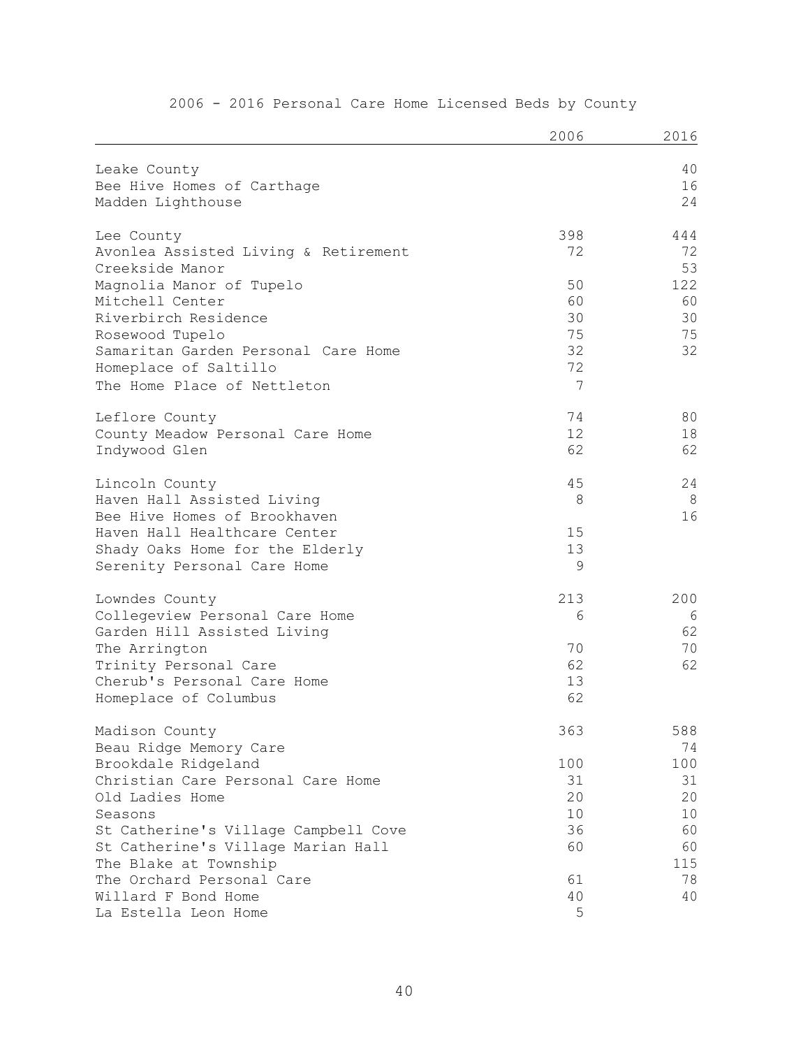# 2006 - 2016 Personal Care Home Licensed Beds by County

| | 2006 | 2016 |
|---|---|---|
| Leake County | | 40 |
| Bee Hive Homes of Carthage | | 16 |
| Madden Lighthouse | | 24 |
| | | |
| Lee County | 398 | 444 |
| Avonlea Assisted Living & Retirement | 72 | 72 |
| Creekside Manor | | 53 |
| Magnolia Manor of Tupelo | 50 | 122 |
| Mitchell Center | 60 | 60 |
| Riverbirch Residence | 30 | 30 |
| Rosewood Tupelo | 75 | 75 |
| Samaritan Garden Personal Care Home | 32 | 32 |
| Homeplace of Saltillo | 72 | |
| The Home Place of Nettleton | 7 | |
| | | |
| Leflore County | 74 | 80 |
| County Meadow Personal Care Home | 12 | 18 |
| Indywood Glen | 62 | 62 |
| | | |
| Lincoln County | 45 | 24 |
| Haven Hall Assisted Living | 8 | 8 |
| Bee Hive Homes of Brookhaven | | 16 |
| Haven Hall Healthcare Center | 15 | |
| Shady Oaks Home for the Elderly | 13 | |
| Serenity Personal Care Home | 9 | |
| | | |
| Lowndes County | 213 | 200 |
| Collegeview Personal Care Home | 6 | 6 |
| Garden Hill Assisted Living | | 62 |
| The Arrington | 70 | 70 |
| Trinity Personal Care | 62 | 62 |
| Cherub's Personal Care Home | 13 | |
| Homeplace of Columbus | 62 | |
| | | |
| Madison County | 363 | 588 |
| Beau Ridge Memory Care | | 74 |
| Brookdale Ridgeland | 100 | 100 |
| Christian Care Personal Care Home | 31 | 31 |
| Old Ladies Home | 20 | 20 |
| Seasons | 10 | 10 |
| St Catherine's Village Campbell Cove | 36 | 60 |
| St Catherine's Village Marian Hall | 60 | 60 |
| The Blake at Township | | 115 |
| The Orchard Personal Care | 61 | 78 |
| Willard F Bond Home | 40 | 40 |
| La Estella Leon Home | 5 | |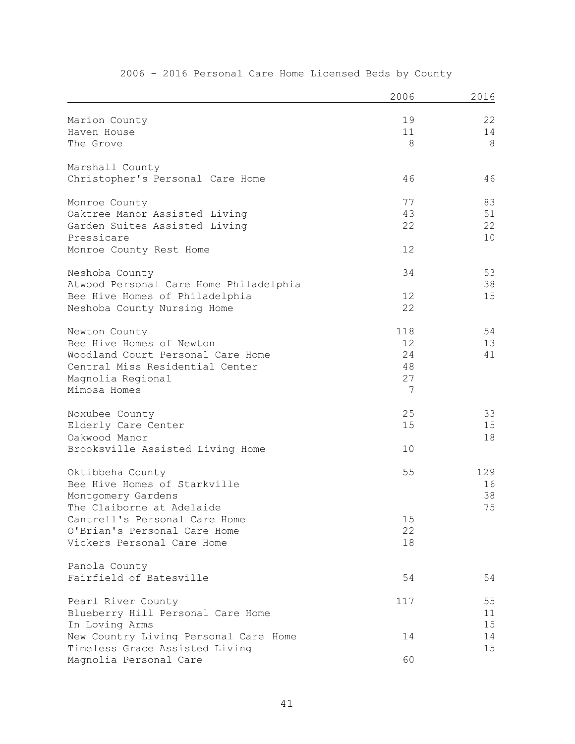## 2006 - 2016 Personal Care Home Licensed Beds by County

| | 2006 | 2016 |
|---|---|---|
| Marion County | 19 | 22 |
| Haven House | 11 | 14 |
| The Grove | 8 | 8 |
| | | |
| Marshall County | | |
| Christopher's Personal Care Home | 46 | 46 |
| | | |
| Monroe County | 77 | 83 |
| Oaktree Manor Assisted Living | 43 | 51 |
| Garden Suites Assisted Living | 22 | 22 |
| Pressicare | | 10 |
| Monroe County Rest Home | 12 | |
| | | |
| Neshoba County | 34 | 53 |
| Atwood Personal Care Home Philadelphia | | 38 |
| Bee Hive Homes of Philadelphia | 12 | 15 |
| Neshoba County Nursing Home | 22 | |
| | | |
| Newton County | 118 | 54 |
| Bee Hive Homes of Newton | 12 | 13 |
| Woodland Court Personal Care Home | 24 | 41 |
| Central Miss Residential Center | 48 | |
| Magnolia Regional | 27 | |
| Mimosa Homes | 7 | |
| | | |
| Noxubee County | 25 | 33 |
| Elderly Care Center | 15 | 15 |
| Oakwood Manor | | 18 |
| Brooksville Assisted Living Home | 10 | |
| | | |
| Oktibbeha County | 55 | 129 |
| Bee Hive Homes of Starkville | | 16 |
| Montgomery Gardens | | 38 |
| The Claiborne at Adelaide | | 75 |
| Cantrell's Personal Care Home | 15 | |
| O'Brian's Personal Care Home | 22 | |
| Vickers Personal Care Home | 18 | |
| | | |
| Panola County | | |
| Fairfield of Batesville | 54 | 54 |
| | | |
| Pearl River County | 117 | 55 |
| Blueberry Hill Personal Care Home | | 11 |
| In Loving Arms | | 15 |
| New Country Living Personal Care Home | 14 | 14 |
| Timeless Grace Assisted Living | | 15 |
| Magnolia Personal Care | 60 | |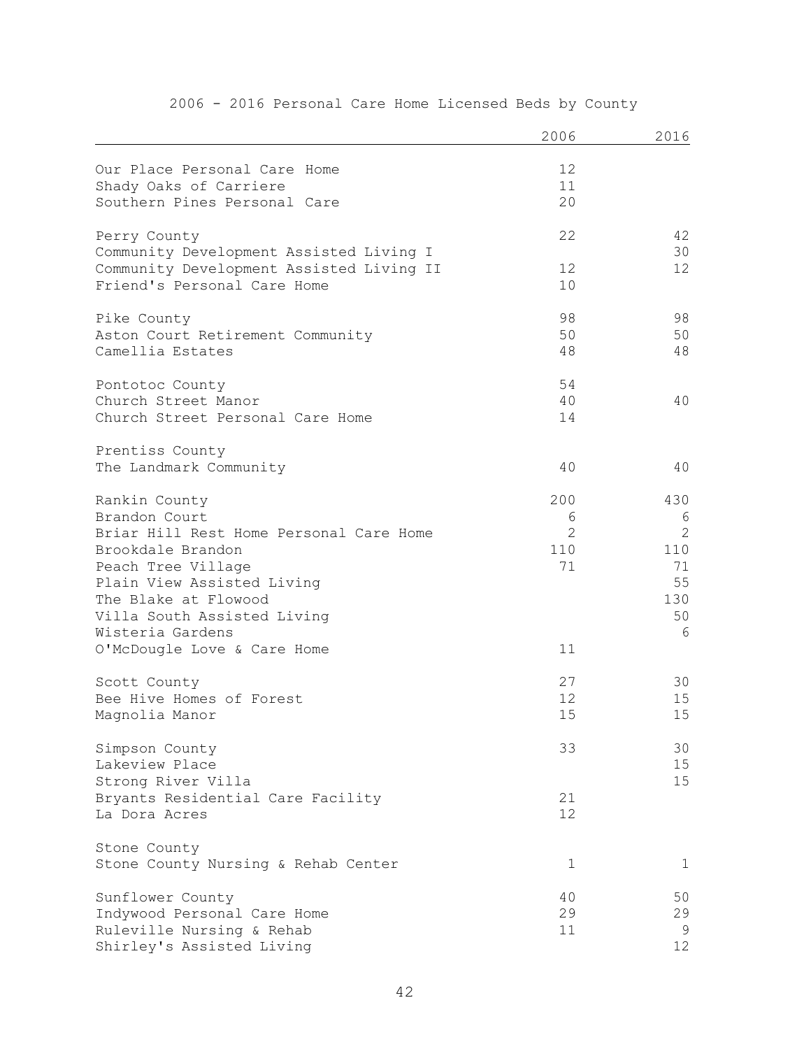2006 - 2016 Personal Care Home Licensed Beds by County

| | 2006 | 2016 |
|---|---|---|
| Our Place Personal Care Home | 12 | |
| Shady Oaks of Carriere | 11 | |
| Southern Pines Personal Care | 20 | |
| | | |
| Perry County | 22 | 42 |
| Community Development Assisted Living I | | 30 |
| Community Development Assisted Living II | 12 | 12 |
| Friend's Personal Care Home | 10 | |
| | | |
| Pike County | 98 | 98 |
| Aston Court Retirement Community | 50 | 50 |
| Camellia Estates | 48 | 48 |
| | | |
| Pontotoc County | 54 | |
| Church Street Manor | 40 | 40 |
| Church Street Personal Care Home | 14 | |
| | | |
| Prentiss County | | |
| The Landmark Community | 40 | 40 |
| | | |
| Rankin County | 200 | 430 |
| Brandon Court | 6 | 6 |
| Briar Hill Rest Home Personal Care Home | 2 | 2 |
| Brookdale Brandon | 110 | 110 |
| Peach Tree Village | 71 | 71 |
| Plain View Assisted Living | | 55 |
| The Blake at Flowood | | 130 |
| Villa South Assisted Living | | 50 |
| Wisteria Gardens | | 6 |
| O'McDougle Love & Care Home | 11 | |
| | | |
| Scott County | 27 | 30 |
| Bee Hive Homes of Forest | 12 | 15 |
| Magnolia Manor | 15 | 15 |
| | | |
| Simpson County | 33 | 30 |
| Lakeview Place | | 15 |
| Strong River Villa | | 15 |
| Bryants Residential Care Facility | 21 | |
| La Dora Acres | 12 | |
| | | |
| Stone County | | |
| Stone County Nursing & Rehab Center | 1 | 1 |
| | | |
| Sunflower County | 40 | 50 |
| Indywood Personal Care Home | 29 | 29 |
| Ruleville Nursing & Rehab | 11 | 9 |
| Shirley's Assisted Living | | 12 |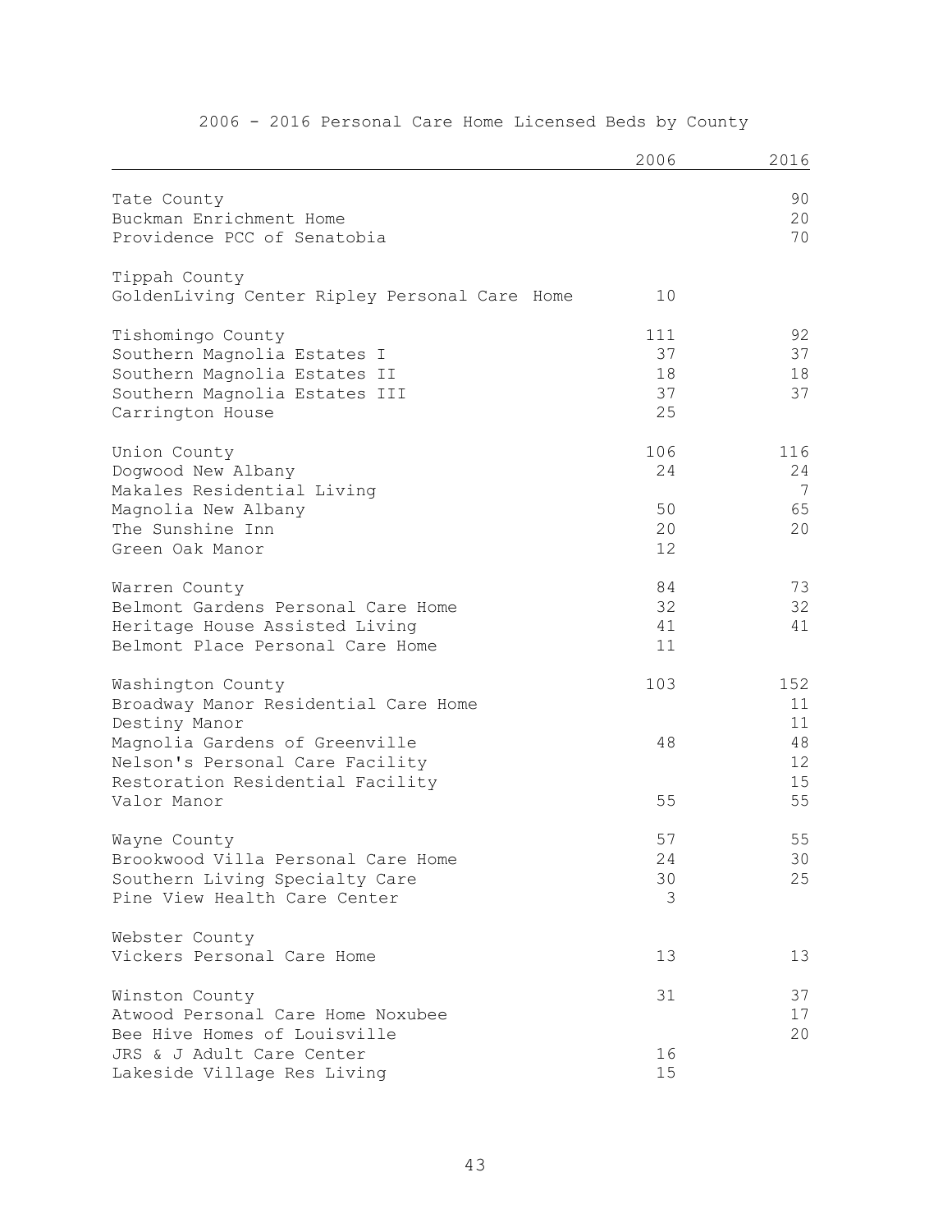# 2006 - 2016 Personal Care Home Licensed Beds by County

| | 2006 | 2016 |
|---|---|---|
| Tate County | | 90 |
| Buckman Enrichment Home | | 20 |
| Providence PCC of Senatobia | | 70 |
| | | |
| Tippah County | | |
| GoldenLiving Center Ripley Personal Care Home | 10 | |
| | | |
| Tishomingo County | 111 | 92 |
| Southern Magnolia Estates I | 37 | 37 |
| Southern Magnolia Estates II | 18 | 18 |
| Southern Magnolia Estates III | 37 | 37 |
| Carrington House | 25 | |
| | | |
| Union County | 106 | 116 |
| Dogwood New Albany | 24 | 24 |
| Makales Residential Living | | 7 |
| Magnolia New Albany | 50 | 65 |
| The Sunshine Inn | 20 | 20 |
| Green Oak Manor | 12 | |
| | | |
| Warren County | 84 | 73 |
| Belmont Gardens Personal Care Home | 32 | 32 |
| Heritage House Assisted Living | 41 | 41 |
| Belmont Place Personal Care Home | 11 | |
| | | |
| Washington County | 103 | 152 |
| Broadway Manor Residential Care Home | | 11 |
| Destiny Manor | | 11 |
| Magnolia Gardens of Greenville | 48 | 48 |
| Nelson's Personal Care Facility | | 12 |
| Restoration Residential Facility | | 15 |
| Valor Manor | 55 | 55 |
| | | |
| Wayne County | 57 | 55 |
| Brookwood Villa Personal Care Home | 24 | 30 |
| Southern Living Specialty Care | 30 | 25 |
| Pine View Health Care Center | 3 | |
| | | |
| Webster County | | |
| Vickers Personal Care Home | 13 | 13 |
| | | |
| Winston County | 31 | 37 |
| Atwood Personal Care Home Noxubee | | 17 |
| Bee Hive Homes of Louisville | | 20 |
| JRS & J Adult Care Center | 16 | |
| Lakeside Village Res Living | 15 | |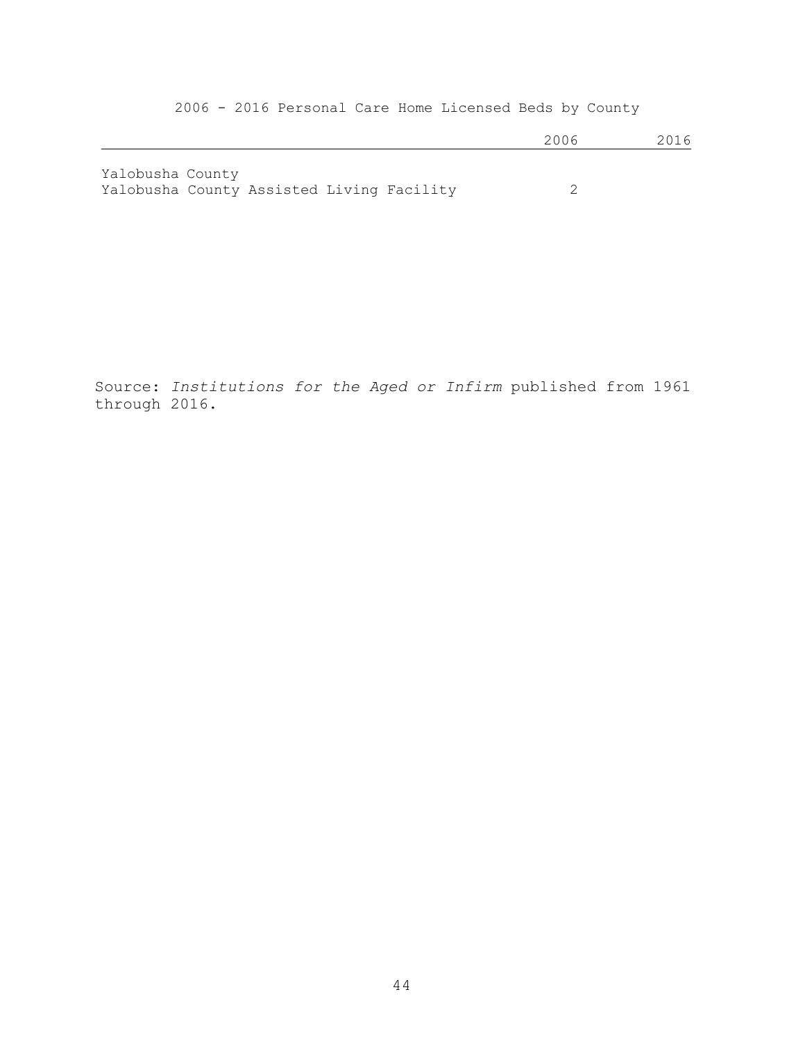2006 - 2016 Personal Care Home Licensed Beds by County

| | 2006 | 2016 |
|---|---|---|
| Yalobusha County | | |
| Yalobusha County Assisted Living Facility | 2 | |

Source: *Institutions for the Aged or Infirm* published from 1961 through 2016.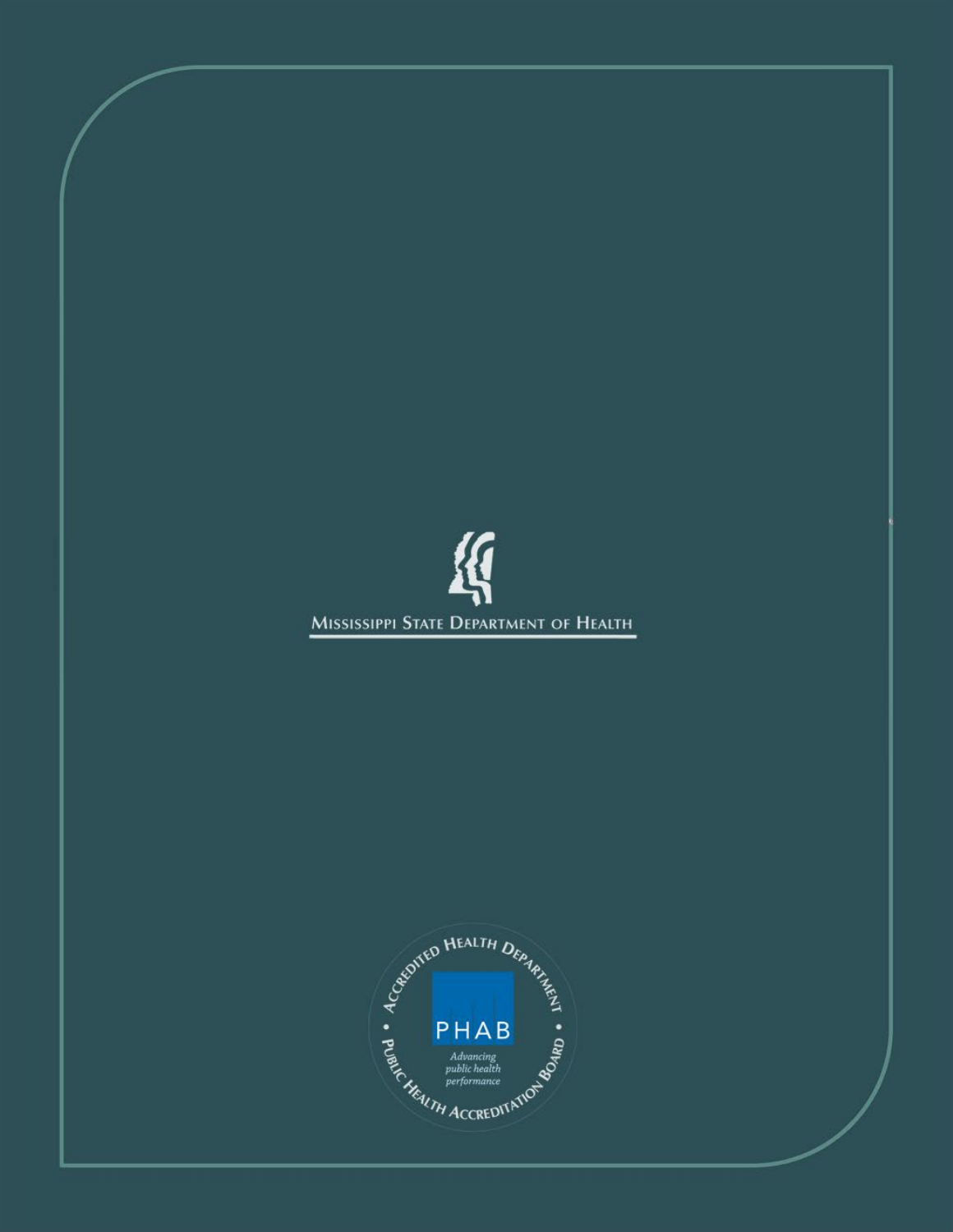Mississippi State Department of Health

Accredited Health Department • Public Health Accreditation Board •

PHAB

Advancing public health performance